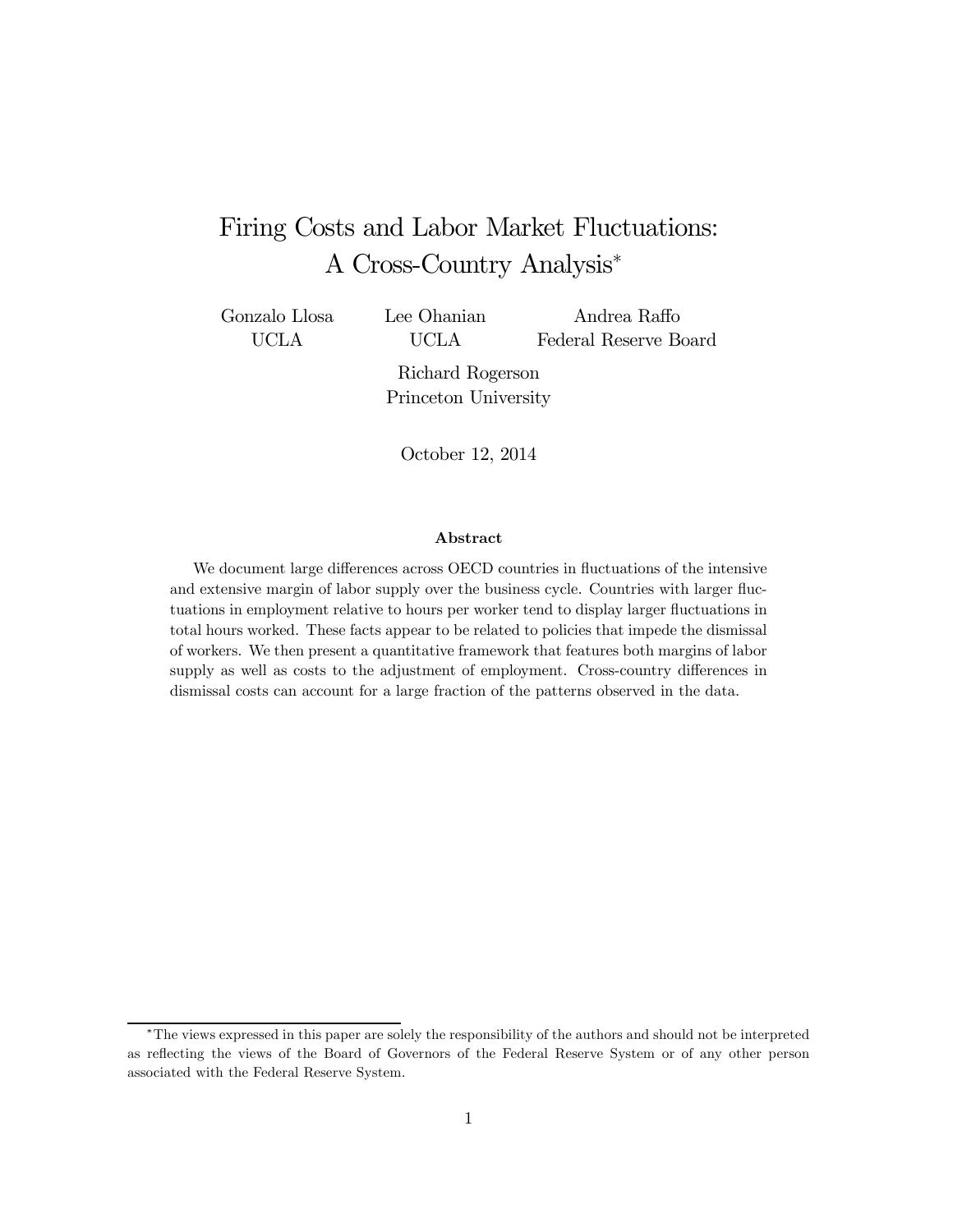# Firing Costs and Labor Market Fluctuations: A Cross-Country Analysis[*]

Gonzalo Llosa (UCLA) — Lee Ohanian (UCLA) — Andrea Raffo (Federal Reserve Board)

Richard Rogerson (Princeton University)

October 12, 2014

## Abstract

We document large differences across OECD countries in fluctuations of the intensive and extensive margin of labor supply over the business cycle. Countries with larger fluctuations in employment relative to hours per worker tend to display larger fluctuations in total hours worked. These facts appear to be related to policies that impede the dismissal of workers. We then present a quantitative framework that features both margins of labor supply as well as costs to the adjustment of employment. Cross-country differences in dismissal costs can account for a large fraction of the patterns observed in the data.

---

[*] The views expressed in this paper are solely the responsibility of the authors and should not be interpreted as reflecting the views of the Board of Governors of the Federal Reserve System or of any other person associated with the Federal Reserve System.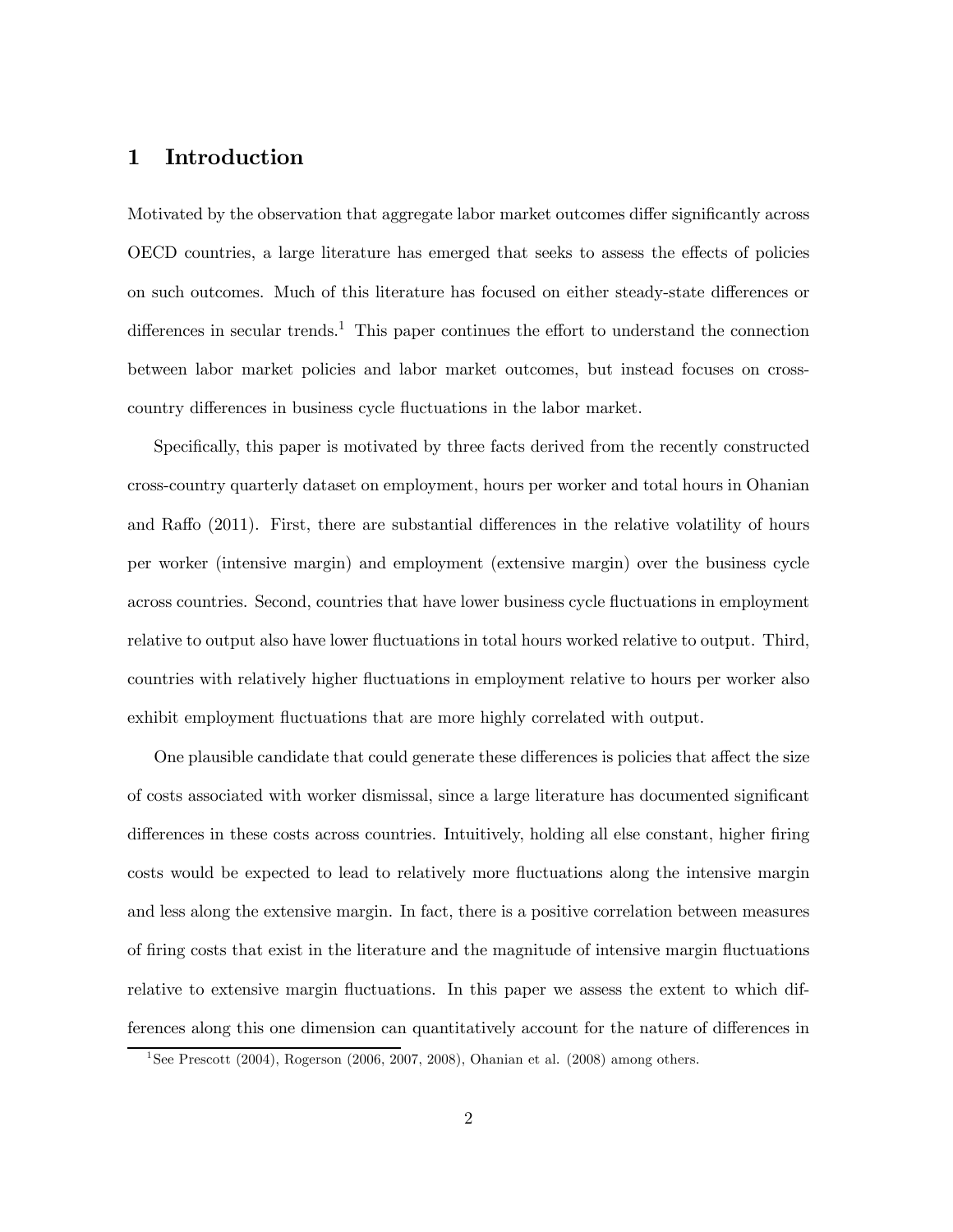# 1 Introduction

Motivated by the observation that aggregate labor market outcomes differ significantly across OECD countries, a large literature has emerged that seeks to assess the effects of policies on such outcomes. Much of this literature has focused on either steady-state differences or differences in secular trends.[1] This paper continues the effort to understand the connection between labor market policies and labor market outcomes, but instead focuses on cross-country differences in business cycle fluctuations in the labor market.

Specifically, this paper is motivated by three facts derived from the recently constructed cross-country quarterly dataset on employment, hours per worker and total hours in Ohanian and Raffo (2011). First, there are substantial differences in the relative volatility of hours per worker (intensive margin) and employment (extensive margin) over the business cycle across countries. Second, countries that have lower business cycle fluctuations in employment relative to output also have lower fluctuations in total hours worked relative to output. Third, countries with relatively higher fluctuations in employment relative to hours per worker also exhibit employment fluctuations that are more highly correlated with output.

One plausible candidate that could generate these differences is policies that affect the size of costs associated with worker dismissal, since a large literature has documented significant differences in these costs across countries. Intuitively, holding all else constant, higher firing costs would be expected to lead to relatively more fluctuations along the intensive margin and less along the extensive margin. In fact, there is a positive correlation between measures of firing costs that exist in the literature and the magnitude of intensive margin fluctuations relative to extensive margin fluctuations. In this paper we assess the extent to which differences along this one dimension can quantitatively account for the nature of differences in

[1] See Prescott (2004), Rogerson (2006, 2007, 2008), Ohanian et al. (2008) among others.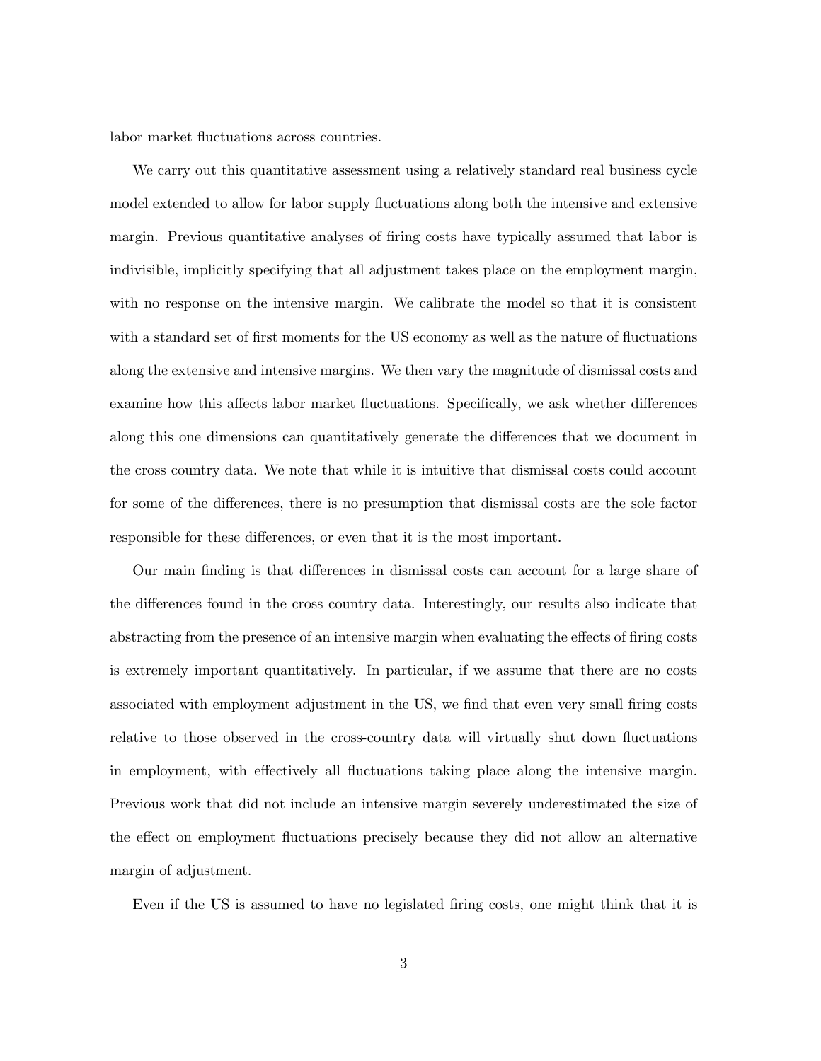labor market fluctuations across countries.

We carry out this quantitative assessment using a relatively standard real business cycle model extended to allow for labor supply fluctuations along both the intensive and extensive margin. Previous quantitative analyses of firing costs have typically assumed that labor is indivisible, implicitly specifying that all adjustment takes place on the employment margin, with no response on the intensive margin. We calibrate the model so that it is consistent with a standard set of first moments for the US economy as well as the nature of fluctuations along the extensive and intensive margins. We then vary the magnitude of dismissal costs and examine how this affects labor market fluctuations. Specifically, we ask whether differences along this one dimensions can quantitatively generate the differences that we document in the cross country data. We note that while it is intuitive that dismissal costs could account for some of the differences, there is no presumption that dismissal costs are the sole factor responsible for these differences, or even that it is the most important.

Our main finding is that differences in dismissal costs can account for a large share of the differences found in the cross country data. Interestingly, our results also indicate that abstracting from the presence of an intensive margin when evaluating the effects of firing costs is extremely important quantitatively. In particular, if we assume that there are no costs associated with employment adjustment in the US, we find that even very small firing costs relative to those observed in the cross-country data will virtually shut down fluctuations in employment, with effectively all fluctuations taking place along the intensive margin. Previous work that did not include an intensive margin severely underestimated the size of the effect on employment fluctuations precisely because they did not allow an alternative margin of adjustment.

Even if the US is assumed to have no legislated firing costs, one might think that it is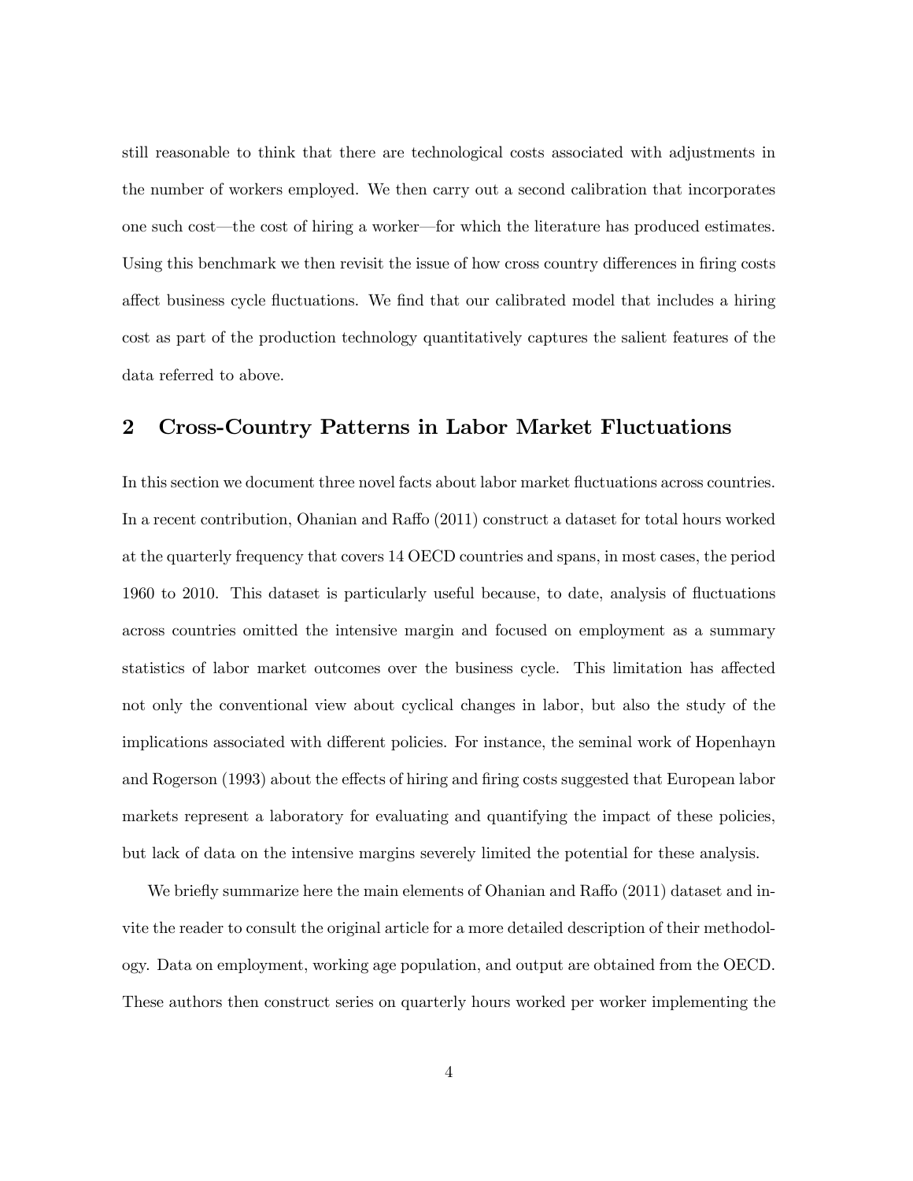still reasonable to think that there are technological costs associated with adjustments in the number of workers employed. We then carry out a second calibration that incorporates one such cost—the cost of hiring a worker—for which the literature has produced estimates. Using this benchmark we then revisit the issue of how cross country differences in firing costs affect business cycle fluctuations. We find that our calibrated model that includes a hiring cost as part of the production technology quantitatively captures the salient features of the data referred to above.

## 2 Cross-Country Patterns in Labor Market Fluctuations

In this section we document three novel facts about labor market fluctuations across countries. In a recent contribution, Ohanian and Raffo (2011) construct a dataset for total hours worked at the quarterly frequency that covers 14 OECD countries and spans, in most cases, the period 1960 to 2010. This dataset is particularly useful because, to date, analysis of fluctuations across countries omitted the intensive margin and focused on employment as a summary statistics of labor market outcomes over the business cycle. This limitation has affected not only the conventional view about cyclical changes in labor, but also the study of the implications associated with different policies. For instance, the seminal work of Hopenhayn and Rogerson (1993) about the effects of hiring and firing costs suggested that European labor markets represent a laboratory for evaluating and quantifying the impact of these policies, but lack of data on the intensive margins severely limited the potential for these analysis.

We briefly summarize here the main elements of Ohanian and Raffo (2011) dataset and invite the reader to consult the original article for a more detailed description of their methodology. Data on employment, working age population, and output are obtained from the OECD. These authors then construct series on quarterly hours worked per worker implementing the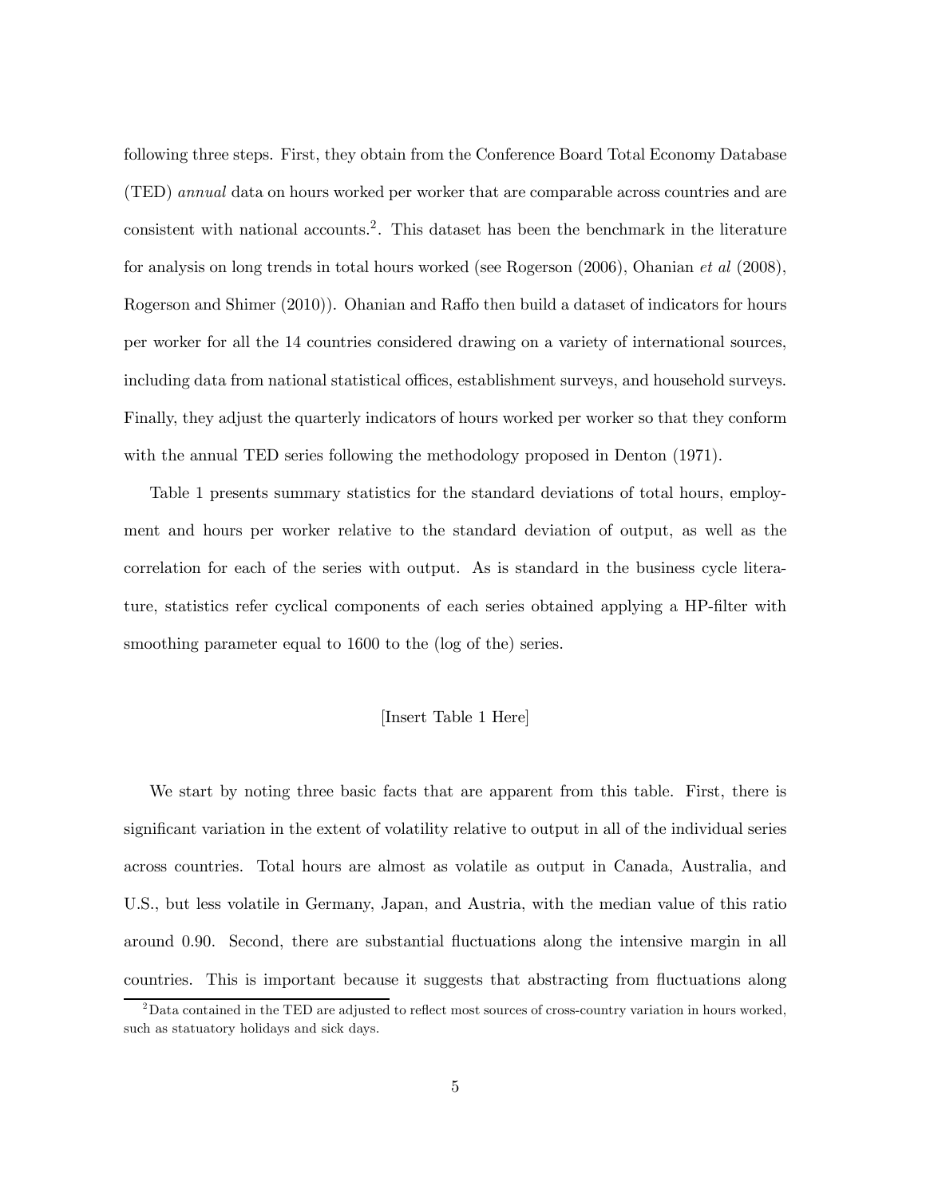following three steps. First, they obtain from the Conference Board Total Economy Database (TED) *annual* data on hours worked per worker that are comparable across countries and are consistent with national accounts.[2]. This dataset has been the benchmark in the literature for analysis on long trends in total hours worked (see Rogerson (2006), Ohanian *et al* (2008), Rogerson and Shimer (2010)). Ohanian and Raffo then build a dataset of indicators for hours per worker for all the 14 countries considered drawing on a variety of international sources, including data from national statistical offices, establishment surveys, and household surveys. Finally, they adjust the quarterly indicators of hours worked per worker so that they conform with the annual TED series following the methodology proposed in Denton (1971).

Table 1 presents summary statistics for the standard deviations of total hours, employment and hours per worker relative to the standard deviation of output, as well as the correlation for each of the series with output. As is standard in the business cycle literature, statistics refer cyclical components of each series obtained applying a HP-filter with smoothing parameter equal to 1600 to the (log of the) series.

[Insert Table 1 Here]

We start by noting three basic facts that are apparent from this table. First, there is significant variation in the extent of volatility relative to output in all of the individual series across countries. Total hours are almost as volatile as output in Canada, Australia, and U.S., but less volatile in Germany, Japan, and Austria, with the median value of this ratio around 0.90. Second, there are substantial fluctuations along the intensive margin in all countries. This is important because it suggests that abstracting from fluctuations along

[2] Data contained in the TED are adjusted to reflect most sources of cross-country variation in hours worked, such as statuatory holidays and sick days.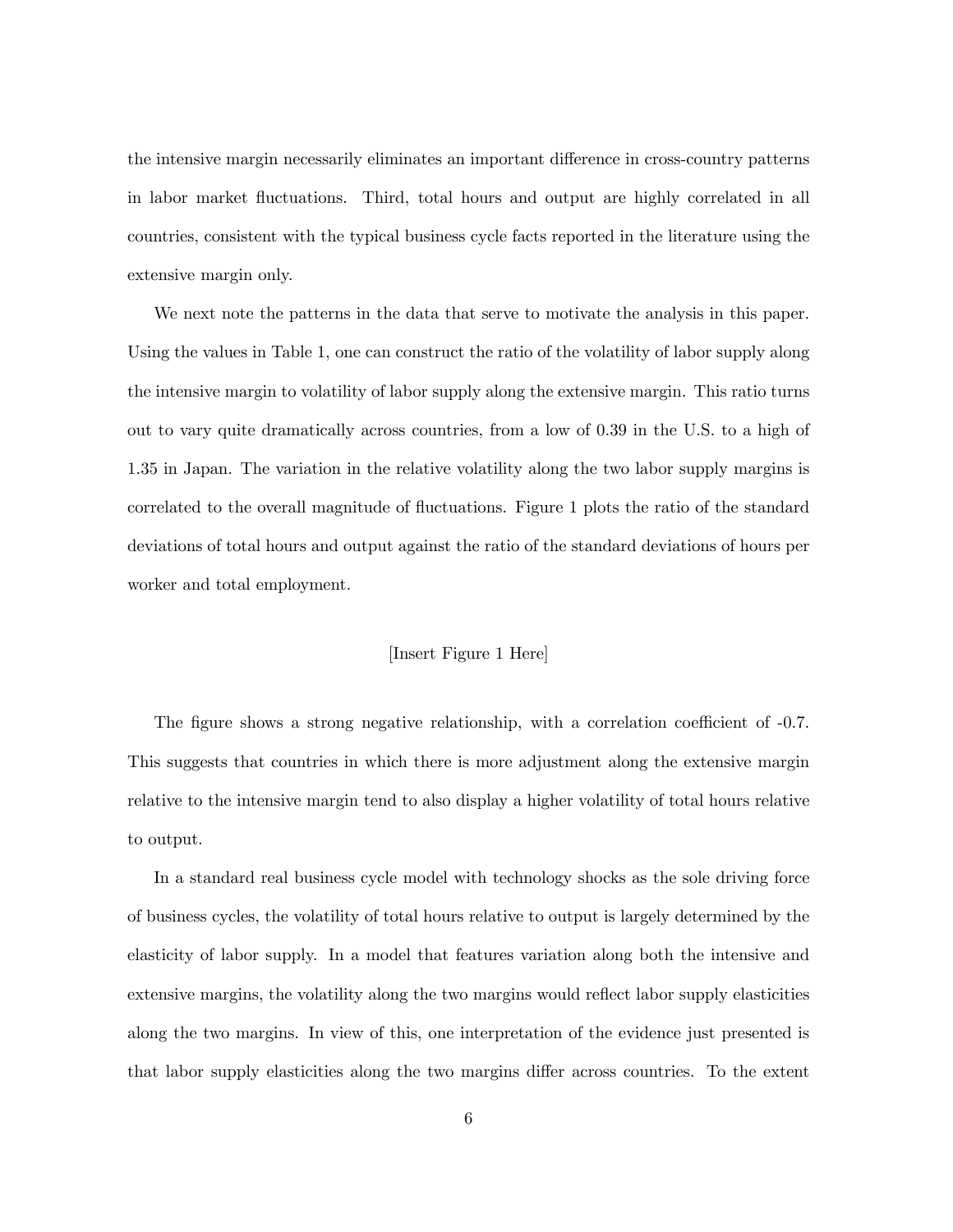the intensive margin necessarily eliminates an important difference in cross-country patterns in labor market fluctuations. Third, total hours and output are highly correlated in all countries, consistent with the typical business cycle facts reported in the literature using the extensive margin only.

We next note the patterns in the data that serve to motivate the analysis in this paper. Using the values in Table 1, one can construct the ratio of the volatility of labor supply along the intensive margin to volatility of labor supply along the extensive margin. This ratio turns out to vary quite dramatically across countries, from a low of 0.39 in the U.S. to a high of 1.35 in Japan. The variation in the relative volatility along the two labor supply margins is correlated to the overall magnitude of fluctuations. Figure 1 plots the ratio of the standard deviations of total hours and output against the ratio of the standard deviations of hours per worker and total employment.

[Insert Figure 1 Here]

The figure shows a strong negative relationship, with a correlation coefficient of -0.7. This suggests that countries in which there is more adjustment along the extensive margin relative to the intensive margin tend to also display a higher volatility of total hours relative to output.

In a standard real business cycle model with technology shocks as the sole driving force of business cycles, the volatility of total hours relative to output is largely determined by the elasticity of labor supply. In a model that features variation along both the intensive and extensive margins, the volatility along the two margins would reflect labor supply elasticities along the two margins. In view of this, one interpretation of the evidence just presented is that labor supply elasticities along the two margins differ across countries. To the extent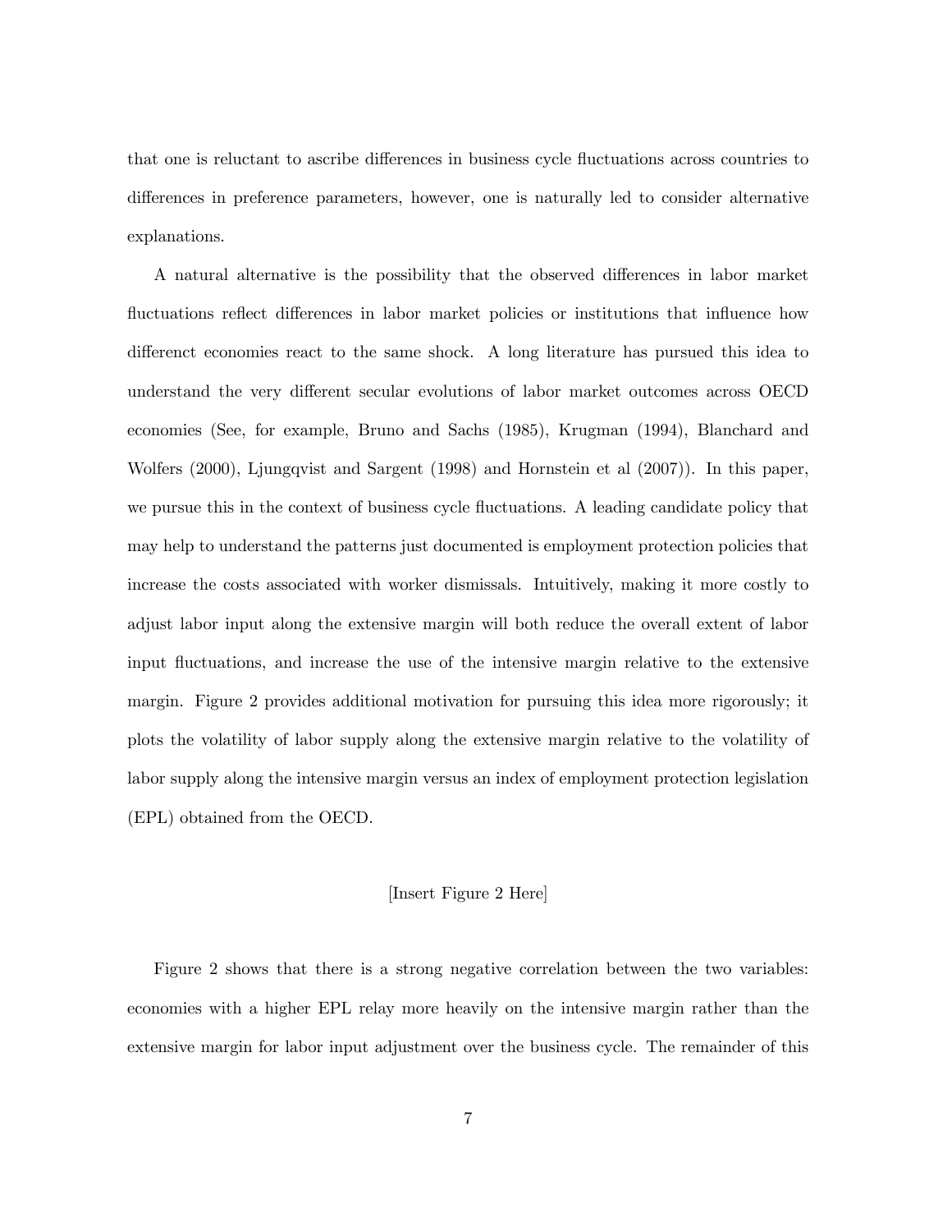that one is reluctant to ascribe differences in business cycle fluctuations across countries to differences in preference parameters, however, one is naturally led to consider alternative explanations.

A natural alternative is the possibility that the observed differences in labor market fluctuations reflect differences in labor market policies or institutions that influence how differenct economies react to the same shock. A long literature has pursued this idea to understand the very different secular evolutions of labor market outcomes across OECD economies (See, for example, Bruno and Sachs (1985), Krugman (1994), Blanchard and Wolfers (2000), Ljungqvist and Sargent (1998) and Hornstein et al (2007)). In this paper, we pursue this in the context of business cycle fluctuations. A leading candidate policy that may help to understand the patterns just documented is employment protection policies that increase the costs associated with worker dismissals. Intuitively, making it more costly to adjust labor input along the extensive margin will both reduce the overall extent of labor input fluctuations, and increase the use of the intensive margin relative to the extensive margin. Figure 2 provides additional motivation for pursuing this idea more rigorously; it plots the volatility of labor supply along the extensive margin relative to the volatility of labor supply along the intensive margin versus an index of employment protection legislation (EPL) obtained from the OECD.

[Insert Figure 2 Here]

Figure 2 shows that there is a strong negative correlation between the two variables: economies with a higher EPL relay more heavily on the intensive margin rather than the extensive margin for labor input adjustment over the business cycle. The remainder of this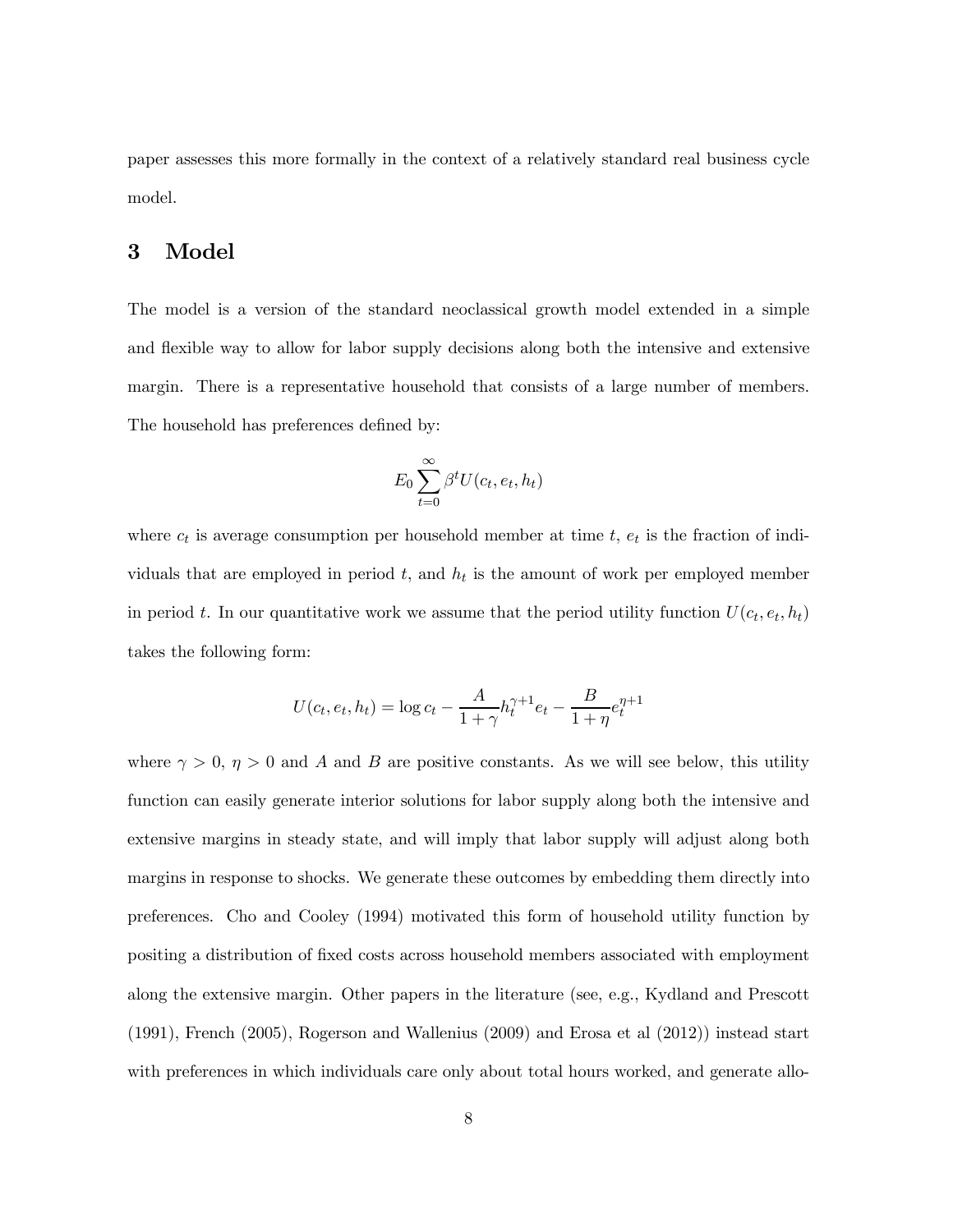paper assesses this more formally in the context of a relatively standard real business cycle model.

## 3 Model

The model is a version of the standard neoclassical growth model extended in a simple and flexible way to allow for labor supply decisions along both the intensive and extensive margin. There is a representative household that consists of a large number of members. The household has preferences defined by:

$$E_0 \sum_{t=0}^{\infty} \beta^t U(c_t, e_t, h_t)$$

where $c_t$ is average consumption per household member at time $t$, $e_t$ is the fraction of individuals that are employed in period $t$, and $h_t$ is the amount of work per employed member in period $t$. In our quantitative work we assume that the period utility function $U(c_t, e_t, h_t)$ takes the following form:

$$U(c_t, e_t, h_t) = \log c_t - \frac{A}{1+\gamma} h_t^{\gamma+1} e_t - \frac{B}{1+\eta} e_t^{\eta+1}$$

where $\gamma > 0$, $\eta > 0$ and $A$ and $B$ are positive constants. As we will see below, this utility function can easily generate interior solutions for labor supply along both the intensive and extensive margins in steady state, and will imply that labor supply will adjust along both margins in response to shocks. We generate these outcomes by embedding them directly into preferences. Cho and Cooley (1994) motivated this form of household utility function by positing a distribution of fixed costs across household members associated with employment along the extensive margin. Other papers in the literature (see, e.g., Kydland and Prescott (1991), French (2005), Rogerson and Wallenius (2009) and Erosa et al (2012)) instead start with preferences in which individuals care only about total hours worked, and generate allo-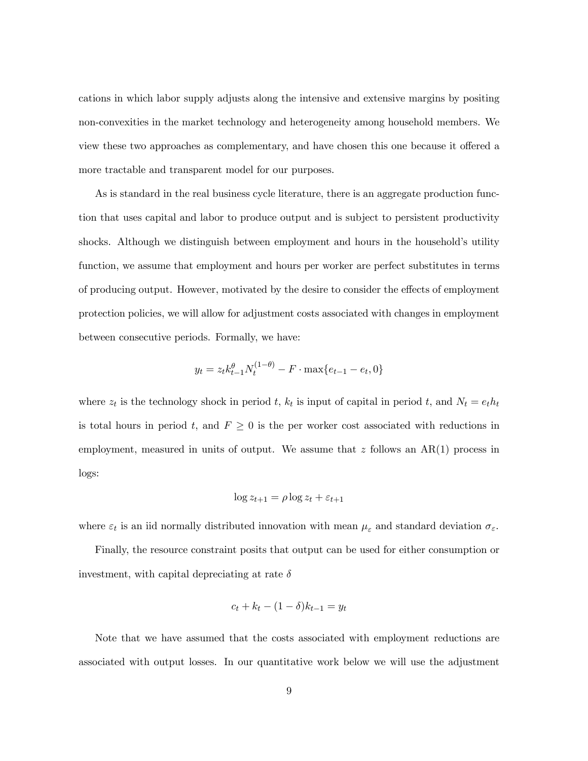cations in which labor supply adjusts along the intensive and extensive margins by positing non-convexities in the market technology and heterogeneity among household members. We view these two approaches as complementary, and have chosen this one because it offered a more tractable and transparent model for our purposes.

As is standard in the real business cycle literature, there is an aggregate production function that uses capital and labor to produce output and is subject to persistent productivity shocks. Although we distinguish between employment and hours in the household's utility function, we assume that employment and hours per worker are perfect substitutes in terms of producing output. However, motivated by the desire to consider the effects of employment protection policies, we will allow for adjustment costs associated with changes in employment between consecutive periods. Formally, we have:

$$y_t = z_t k_{t-1}^{\theta} N_t^{(1-\theta)} - F \cdot \max\{e_{t-1} - e_t, 0\}$$

where $z_t$ is the technology shock in period $t$, $k_t$ is input of capital in period $t$, and $N_t = e_t h_t$ is total hours in period $t$, and $F \geq 0$ is the per worker cost associated with reductions in employment, measured in units of output. We assume that $z$ follows an AR(1) process in logs:

$$\log z_{t+1} = \rho \log z_t + \varepsilon_{t+1}$$

where $\varepsilon_t$ is an iid normally distributed innovation with mean $\mu_\varepsilon$ and standard deviation $\sigma_\varepsilon$.

Finally, the resource constraint posits that output can be used for either consumption or investment, with capital depreciating at rate $\delta$

$$c_t + k_t - (1-\delta)k_{t-1} = y_t$$

Note that we have assumed that the costs associated with employment reductions are associated with output losses. In our quantitative work below we will use the adjustment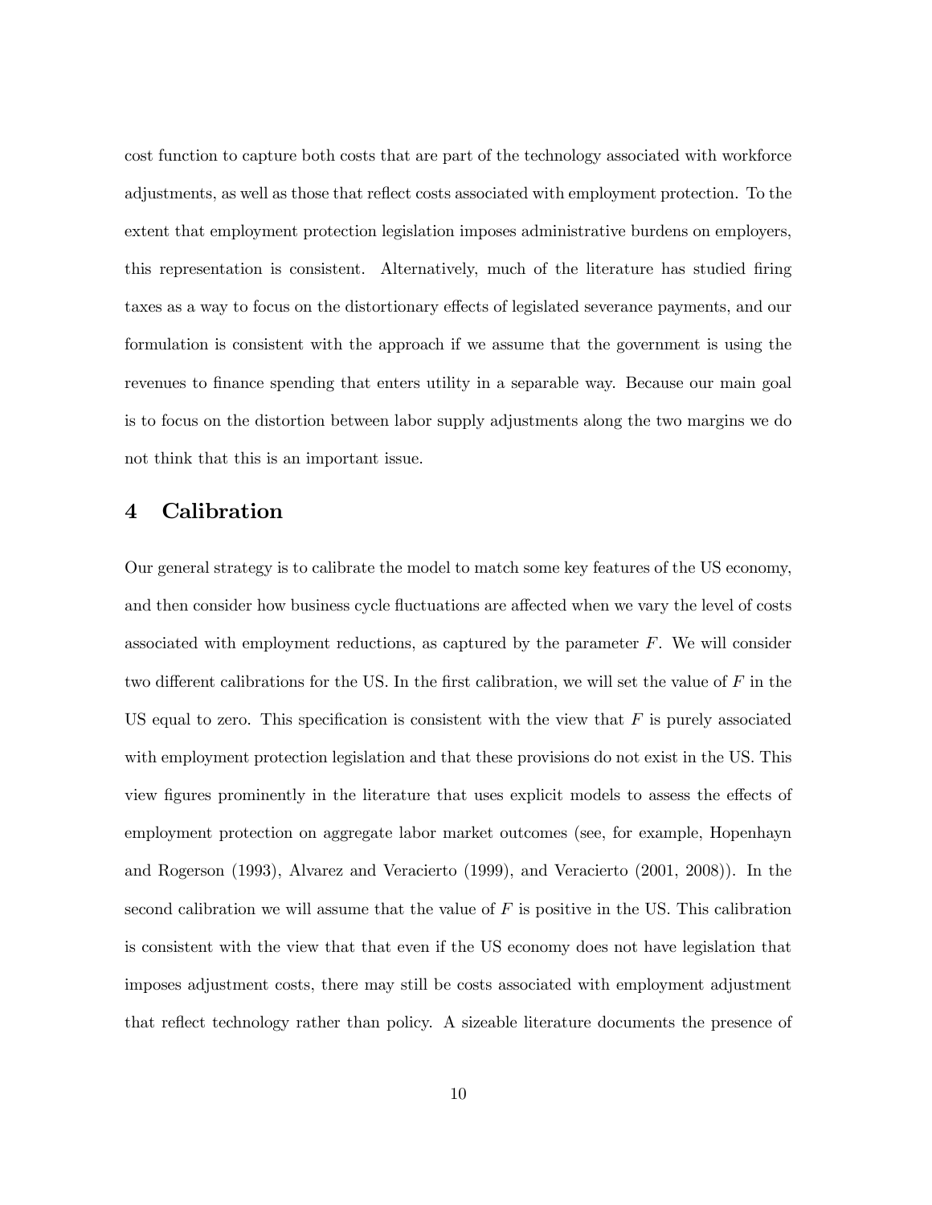cost function to capture both costs that are part of the technology associated with workforce adjustments, as well as those that reflect costs associated with employment protection. To the extent that employment protection legislation imposes administrative burdens on employers, this representation is consistent. Alternatively, much of the literature has studied firing taxes as a way to focus on the distortionary effects of legislated severance payments, and our formulation is consistent with the approach if we assume that the government is using the revenues to finance spending that enters utility in a separable way. Because our main goal is to focus on the distortion between labor supply adjustments along the two margins we do not think that this is an important issue.

# 4 Calibration

Our general strategy is to calibrate the model to match some key features of the US economy, and then consider how business cycle fluctuations are affected when we vary the level of costs associated with employment reductions, as captured by the parameter $F$. We will consider two different calibrations for the US. In the first calibration, we will set the value of $F$ in the US equal to zero. This specification is consistent with the view that $F$ is purely associated with employment protection legislation and that these provisions do not exist in the US. This view figures prominently in the literature that uses explicit models to assess the effects of employment protection on aggregate labor market outcomes (see, for example, Hopenhayn and Rogerson (1993), Alvarez and Veracierto (1999), and Veracierto (2001, 2008)). In the second calibration we will assume that the value of $F$ is positive in the US. This calibration is consistent with the view that that even if the US economy does not have legislation that imposes adjustment costs, there may still be costs associated with employment adjustment that reflect technology rather than policy. A sizeable literature documents the presence of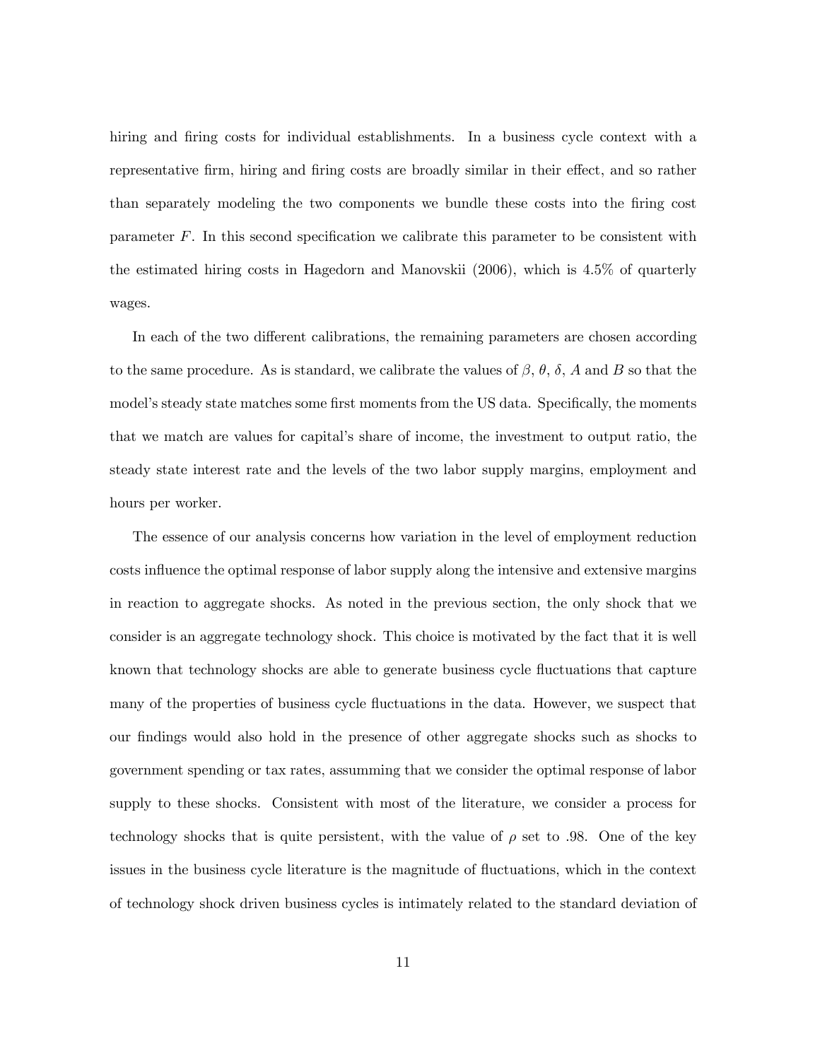hiring and firing costs for individual establishments. In a business cycle context with a representative firm, hiring and firing costs are broadly similar in their effect, and so rather than separately modeling the two components we bundle these costs into the firing cost parameter $F$. In this second specification we calibrate this parameter to be consistent with the estimated hiring costs in Hagedorn and Manovskii (2006), which is 4.5% of quarterly wages.

In each of the two different calibrations, the remaining parameters are chosen according to the same procedure. As is standard, we calibrate the values of $\beta$, $\theta$, $\delta$, $A$ and $B$ so that the model's steady state matches some first moments from the US data. Specifically, the moments that we match are values for capital's share of income, the investment to output ratio, the steady state interest rate and the levels of the two labor supply margins, employment and hours per worker.

The essence of our analysis concerns how variation in the level of employment reduction costs influence the optimal response of labor supply along the intensive and extensive margins in reaction to aggregate shocks. As noted in the previous section, the only shock that we consider is an aggregate technology shock. This choice is motivated by the fact that it is well known that technology shocks are able to generate business cycle fluctuations that capture many of the properties of business cycle fluctuations in the data. However, we suspect that our findings would also hold in the presence of other aggregate shocks such as shocks to government spending or tax rates, assumming that we consider the optimal response of labor supply to these shocks. Consistent with most of the literature, we consider a process for technology shocks that is quite persistent, with the value of $\rho$ set to .98. One of the key issues in the business cycle literature is the magnitude of fluctuations, which in the context of technology shock driven business cycles is intimately related to the standard deviation of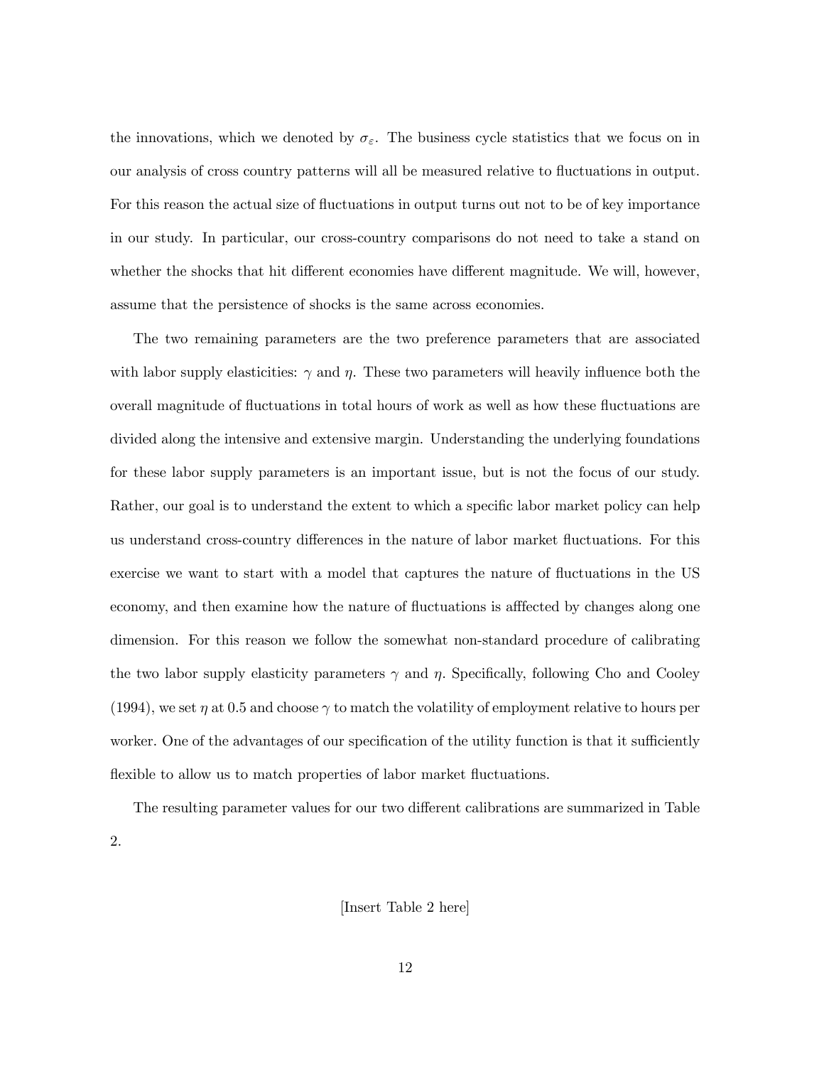the innovations, which we denoted by $\sigma_{\varepsilon}$. The business cycle statistics that we focus on in our analysis of cross country patterns will all be measured relative to fluctuations in output. For this reason the actual size of fluctuations in output turns out not to be of key importance in our study. In particular, our cross-country comparisons do not need to take a stand on whether the shocks that hit different economies have different magnitude. We will, however, assume that the persistence of shocks is the same across economies.

The two remaining parameters are the two preference parameters that are associated with labor supply elasticities: $\gamma$ and $\eta$. These two parameters will heavily influence both the overall magnitude of fluctuations in total hours of work as well as how these fluctuations are divided along the intensive and extensive margin. Understanding the underlying foundations for these labor supply parameters is an important issue, but is not the focus of our study. Rather, our goal is to understand the extent to which a specific labor market policy can help us understand cross-country differences in the nature of labor market fluctuations. For this exercise we want to start with a model that captures the nature of fluctuations in the US economy, and then examine how the nature of fluctuations is afffected by changes along one dimension. For this reason we follow the somewhat non-standard procedure of calibrating the two labor supply elasticity parameters $\gamma$ and $\eta$. Specifically, following Cho and Cooley (1994), we set $\eta$ at 0.5 and choose $\gamma$ to match the volatility of employment relative to hours per worker. One of the advantages of our specification of the utility function is that it sufficiently flexible to allow us to match properties of labor market fluctuations.

The resulting parameter values for our two different calibrations are summarized in Table 2.

[Insert Table 2 here]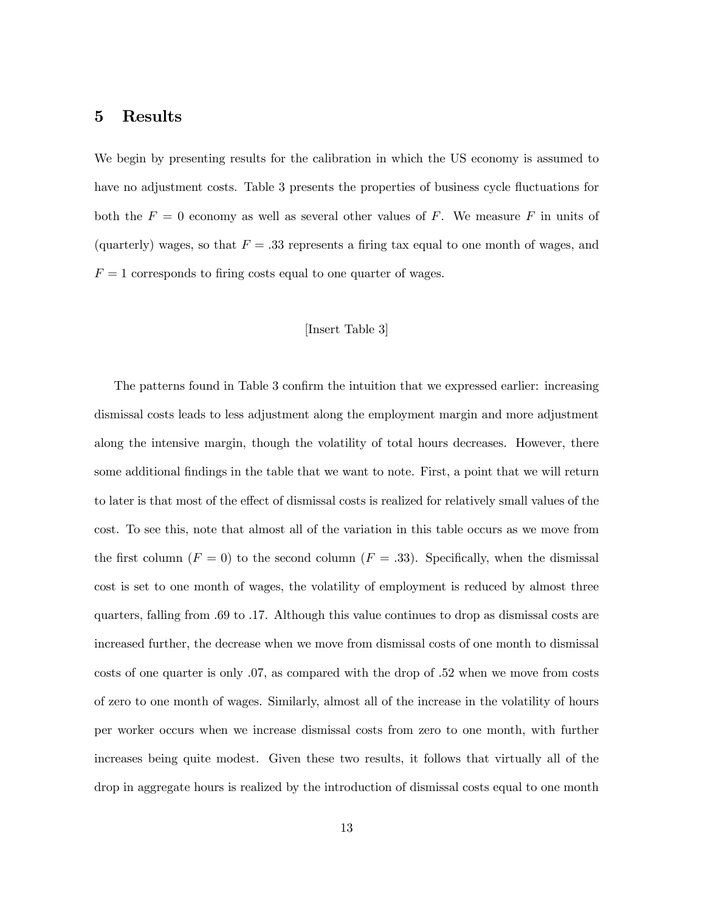## 5 Results

We begin by presenting results for the calibration in which the US economy is assumed to have no adjustment costs. Table 3 presents the properties of business cycle fluctuations for both the $F = 0$ economy as well as several other values of $F$. We measure $F$ in units of (quarterly) wages, so that $F = .33$ represents a firing tax equal to one month of wages, and $F = 1$ corresponds to firing costs equal to one quarter of wages.

[Insert Table 3]

The patterns found in Table 3 confirm the intuition that we expressed earlier: increasing dismissal costs leads to less adjustment along the employment margin and more adjustment along the intensive margin, though the volatility of total hours decreases. However, there some additional findings in the table that we want to note. First, a point that we will return to later is that most of the effect of dismissal costs is realized for relatively small values of the cost. To see this, note that almost all of the variation in this table occurs as we move from the first column ($F = 0$) to the second column ($F = .33$). Specifically, when the dismissal cost is set to one month of wages, the volatility of employment is reduced by almost three quarters, falling from .69 to .17. Although this value continues to drop as dismissal costs are increased further, the decrease when we move from dismissal costs of one month to dismissal costs of one quarter is only .07, as compared with the drop of .52 when we move from costs of zero to one month of wages. Similarly, almost all of the increase in the volatility of hours per worker occurs when we increase dismissal costs from zero to one month, with further increases being quite modest. Given these two results, it follows that virtually all of the drop in aggregate hours is realized by the introduction of dismissal costs equal to one month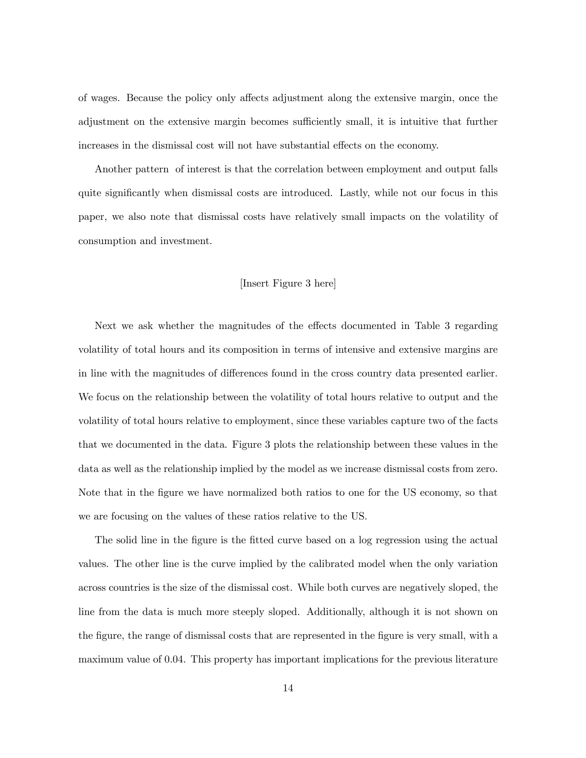of wages. Because the policy only affects adjustment along the extensive margin, once the adjustment on the extensive margin becomes sufficiently small, it is intuitive that further increases in the dismissal cost will not have substantial effects on the economy.

Another pattern of interest is that the correlation between employment and output falls quite significantly when dismissal costs are introduced. Lastly, while not our focus in this paper, we also note that dismissal costs have relatively small impacts on the volatility of consumption and investment.

[Insert Figure 3 here]

Next we ask whether the magnitudes of the effects documented in Table 3 regarding volatility of total hours and its composition in terms of intensive and extensive margins are in line with the magnitudes of differences found in the cross country data presented earlier. We focus on the relationship between the volatility of total hours relative to output and the volatility of total hours relative to employment, since these variables capture two of the facts that we documented in the data. Figure 3 plots the relationship between these values in the data as well as the relationship implied by the model as we increase dismissal costs from zero. Note that in the figure we have normalized both ratios to one for the US economy, so that we are focusing on the values of these ratios relative to the US.

The solid line in the figure is the fitted curve based on a log regression using the actual values. The other line is the curve implied by the calibrated model when the only variation across countries is the size of the dismissal cost. While both curves are negatively sloped, the line from the data is much more steeply sloped. Additionally, although it is not shown on the figure, the range of dismissal costs that are represented in the figure is very small, with a maximum value of 0.04. This property has important implications for the previous literature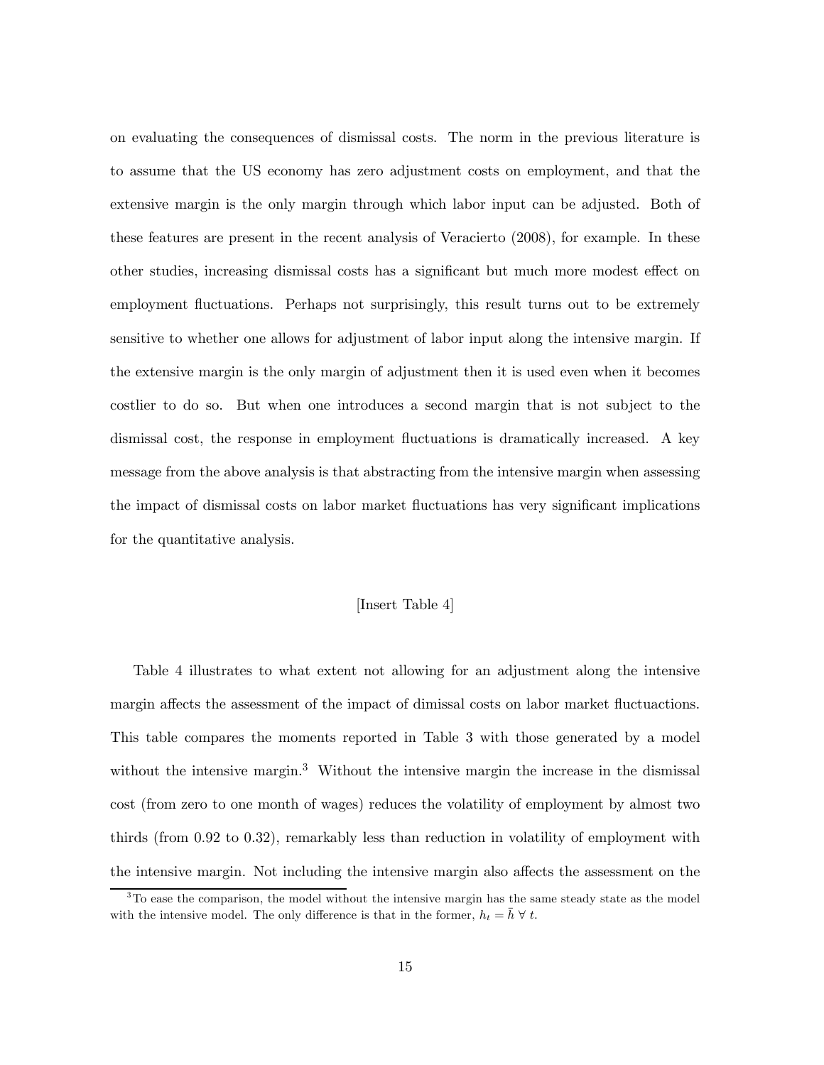on evaluating the consequences of dismissal costs. The norm in the previous literature is to assume that the US economy has zero adjustment costs on employment, and that the extensive margin is the only margin through which labor input can be adjusted. Both of these features are present in the recent analysis of Veracierto (2008), for example. In these other studies, increasing dismissal costs has a significant but much more modest effect on employment fluctuations. Perhaps not surprisingly, this result turns out to be extremely sensitive to whether one allows for adjustment of labor input along the intensive margin. If the extensive margin is the only margin of adjustment then it is used even when it becomes costlier to do so. But when one introduces a second margin that is not subject to the dismissal cost, the response in employment fluctuations is dramatically increased. A key message from the above analysis is that abstracting from the intensive margin when assessing the impact of dismissal costs on labor market fluctuations has very significant implications for the quantitative analysis.

[Insert Table 4]

Table 4 illustrates to what extent not allowing for an adjustment along the intensive margin affects the assessment of the impact of dimissal costs on labor market fluctuactions. This table compares the moments reported in Table 3 with those generated by a model without the intensive margin.[3] Without the intensive margin the increase in the dismissal cost (from zero to one month of wages) reduces the volatility of employment by almost two thirds (from 0.92 to 0.32), remarkably less than reduction in volatility of employment with the intensive margin. Not including the intensive margin also affects the assessment on the

[3] To ease the comparison, the model without the intensive margin has the same steady state as the model with the intensive model. The only difference is that in the former, $h_t = \bar{h} \; \forall \; t$.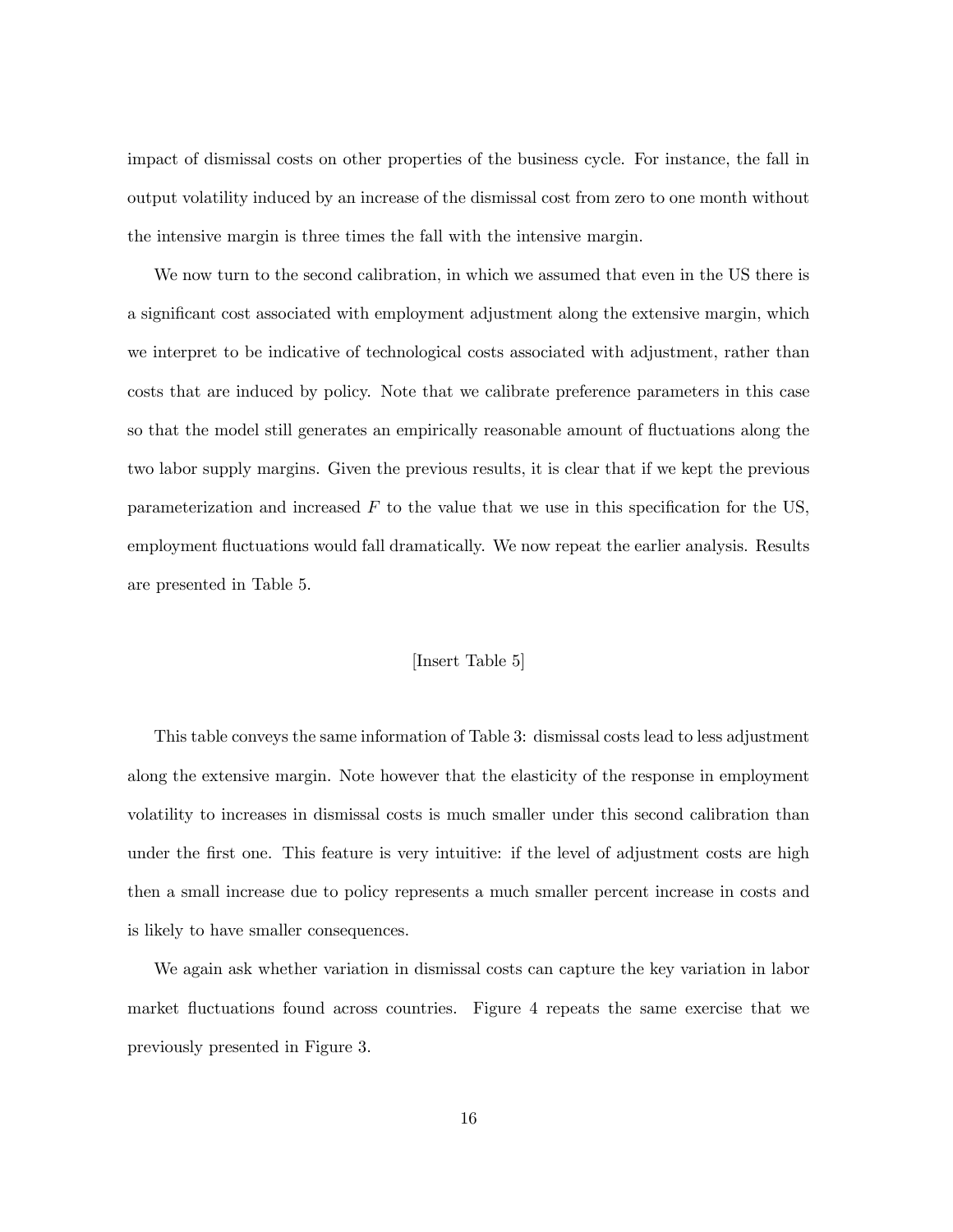impact of dismissal costs on other properties of the business cycle. For instance, the fall in output volatility induced by an increase of the dismissal cost from zero to one month without the intensive margin is three times the fall with the intensive margin.

We now turn to the second calibration, in which we assumed that even in the US there is a significant cost associated with employment adjustment along the extensive margin, which we interpret to be indicative of technological costs associated with adjustment, rather than costs that are induced by policy. Note that we calibrate preference parameters in this case so that the model still generates an empirically reasonable amount of fluctuations along the two labor supply margins. Given the previous results, it is clear that if we kept the previous parameterization and increased $F$ to the value that we use in this specification for the US, employment fluctuations would fall dramatically. We now repeat the earlier analysis. Results are presented in Table 5.

[Insert Table 5]

This table conveys the same information of Table 3: dismissal costs lead to less adjustment along the extensive margin. Note however that the elasticity of the response in employment volatility to increases in dismissal costs is much smaller under this second calibration than under the first one. This feature is very intuitive: if the level of adjustment costs are high then a small increase due to policy represents a much smaller percent increase in costs and is likely to have smaller consequences.

We again ask whether variation in dismissal costs can capture the key variation in labor market fluctuations found across countries. Figure 4 repeats the same exercise that we previously presented in Figure 3.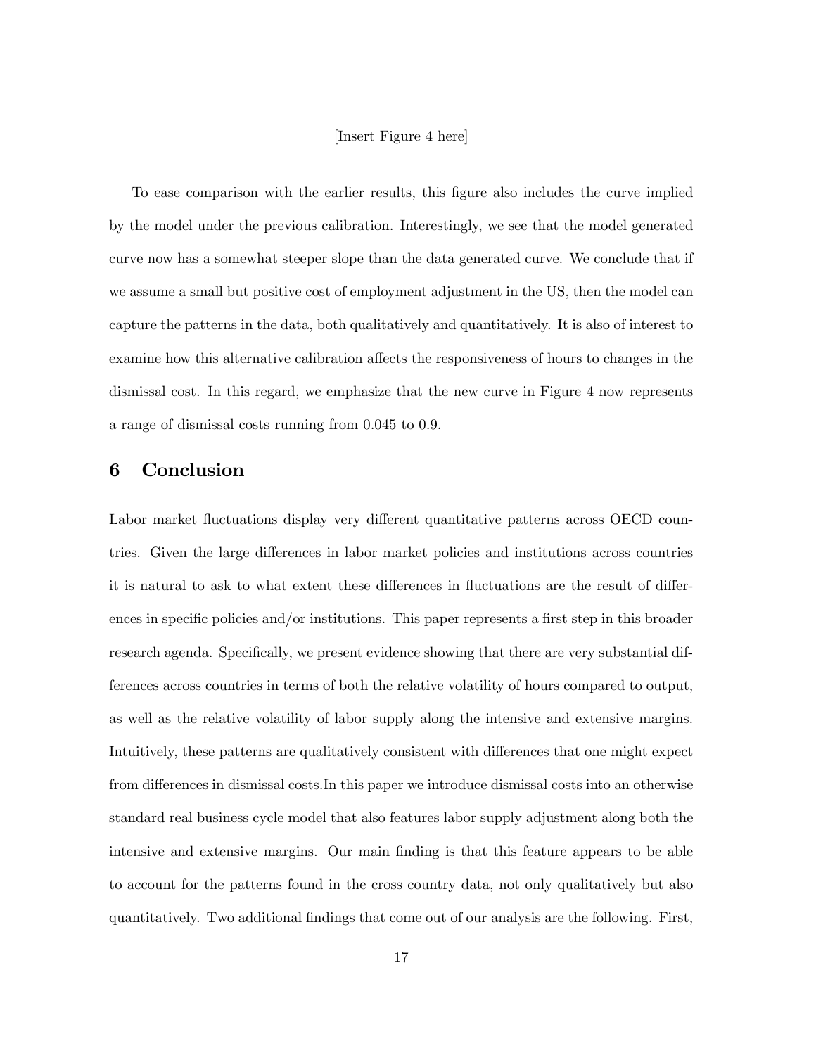[Insert Figure 4 here]

To ease comparison with the earlier results, this figure also includes the curve implied by the model under the previous calibration. Interestingly, we see that the model generated curve now has a somewhat steeper slope than the data generated curve. We conclude that if we assume a small but positive cost of employment adjustment in the US, then the model can capture the patterns in the data, both qualitatively and quantitatively. It is also of interest to examine how this alternative calibration affects the responsiveness of hours to changes in the dismissal cost. In this regard, we emphasize that the new curve in Figure 4 now represents a range of dismissal costs running from 0.045 to 0.9.

## 6 Conclusion

Labor market fluctuations display very different quantitative patterns across OECD countries. Given the large differences in labor market policies and institutions across countries it is natural to ask to what extent these differences in fluctuations are the result of differences in specific policies and/or institutions. This paper represents a first step in this broader research agenda. Specifically, we present evidence showing that there are very substantial differences across countries in terms of both the relative volatility of hours compared to output, as well as the relative volatility of labor supply along the intensive and extensive margins. Intuitively, these patterns are qualitatively consistent with differences that one might expect from differences in dismissal costs.In this paper we introduce dismissal costs into an otherwise standard real business cycle model that also features labor supply adjustment along both the intensive and extensive margins. Our main finding is that this feature appears to be able to account for the patterns found in the cross country data, not only qualitatively but also quantitatively. Two additional findings that come out of our analysis are the following. First,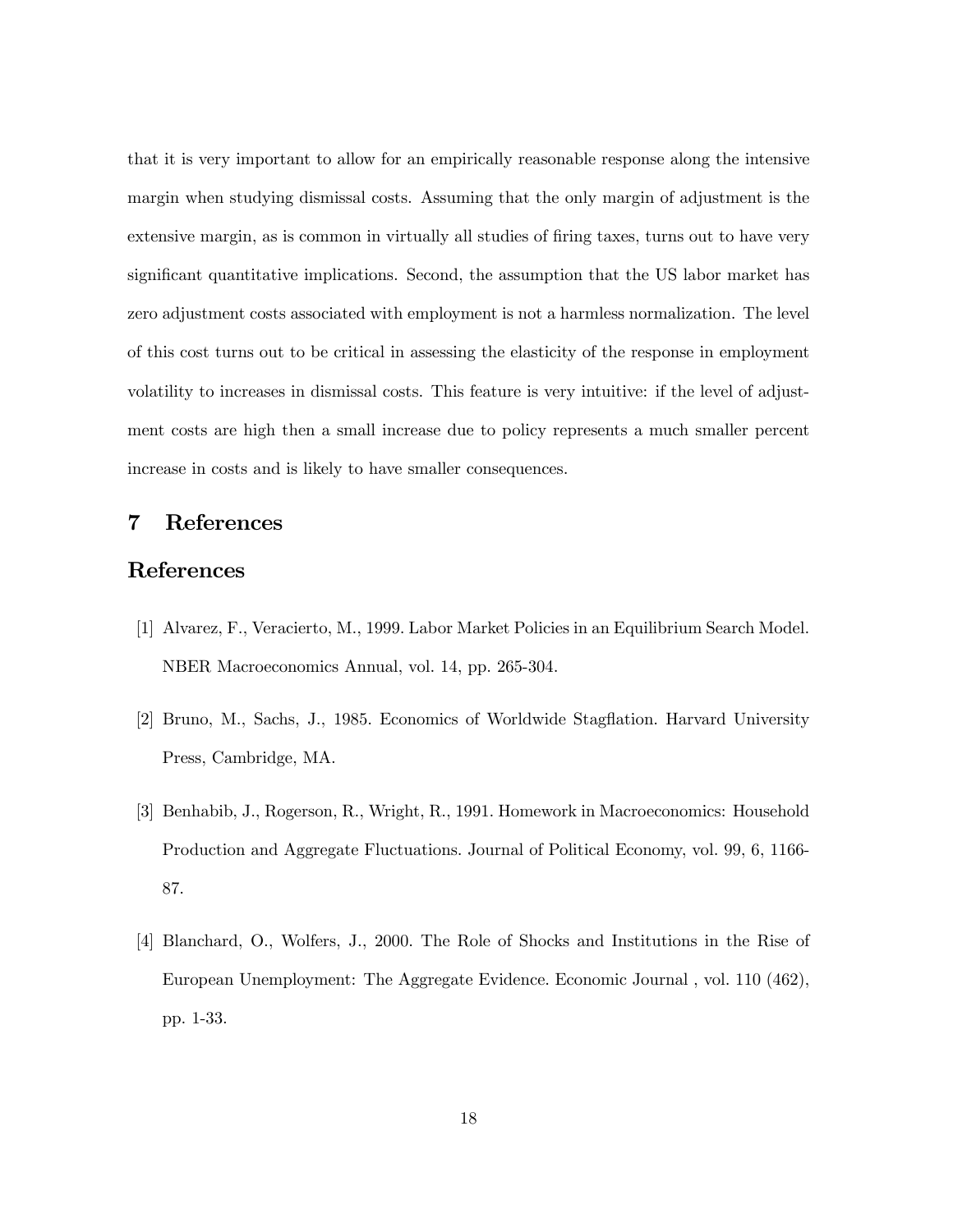that it is very important to allow for an empirically reasonable response along the intensive margin when studying dismissal costs. Assuming that the only margin of adjustment is the extensive margin, as is common in virtually all studies of firing taxes, turns out to have very significant quantitative implications. Second, the assumption that the US labor market has zero adjustment costs associated with employment is not a harmless normalization. The level of this cost turns out to be critical in assessing the elasticity of the response in employment volatility to increases in dismissal costs. This feature is very intuitive: if the level of adjustment costs are high then a small increase due to policy represents a much smaller percent increase in costs and is likely to have smaller consequences.

## 7 References

## References

[1] Alvarez, F., Veracierto, M., 1999. Labor Market Policies in an Equilibrium Search Model. NBER Macroeconomics Annual, vol. 14, pp. 265-304.

[2] Bruno, M., Sachs, J., 1985. Economics of Worldwide Stagflation. Harvard University Press, Cambridge, MA.

[3] Benhabib, J., Rogerson, R., Wright, R., 1991. Homework in Macroeconomics: Household Production and Aggregate Fluctuations. Journal of Political Economy, vol. 99, 6, 1166-87.

[4] Blanchard, O., Wolfers, J., 2000. The Role of Shocks and Institutions in the Rise of European Unemployment: The Aggregate Evidence. Economic Journal , vol. 110 (462), pp. 1-33.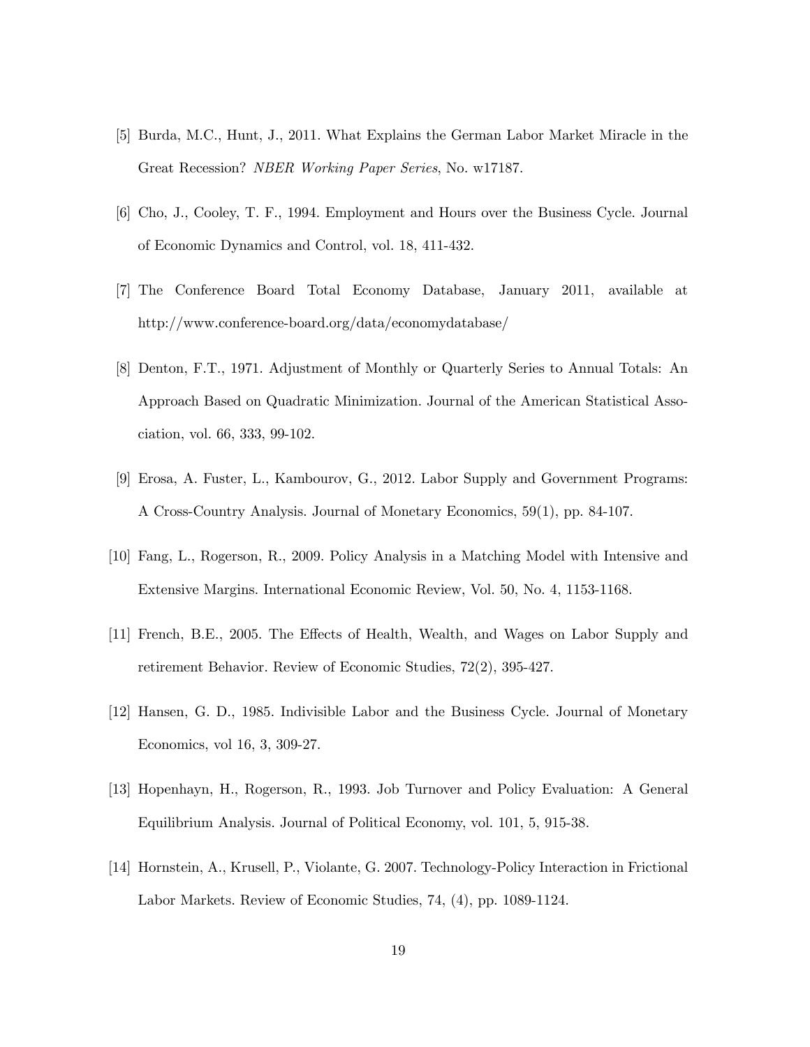[5] Burda, M.C., Hunt, J., 2011. What Explains the German Labor Market Miracle in the Great Recession? *NBER Working Paper Series*, No. w17187.

[6] Cho, J., Cooley, T. F., 1994. Employment and Hours over the Business Cycle. Journal of Economic Dynamics and Control, vol. 18, 411-432.

[7] The Conference Board Total Economy Database, January 2011, available at http://www.conference-board.org/data/economydatabase/

[8] Denton, F.T., 1971. Adjustment of Monthly or Quarterly Series to Annual Totals: An Approach Based on Quadratic Minimization. Journal of the American Statistical Association, vol. 66, 333, 99-102.

[9] Erosa, A. Fuster, L., Kambourov, G., 2012. Labor Supply and Government Programs: A Cross-Country Analysis. Journal of Monetary Economics, 59(1), pp. 84-107.

[10] Fang, L., Rogerson, R., 2009. Policy Analysis in a Matching Model with Intensive and Extensive Margins. International Economic Review, Vol. 50, No. 4, 1153-1168.

[11] French, B.E., 2005. The Effects of Health, Wealth, and Wages on Labor Supply and retirement Behavior. Review of Economic Studies, 72(2), 395-427.

[12] Hansen, G. D., 1985. Indivisible Labor and the Business Cycle. Journal of Monetary Economics, vol 16, 3, 309-27.

[13] Hopenhayn, H., Rogerson, R., 1993. Job Turnover and Policy Evaluation: A General Equilibrium Analysis. Journal of Political Economy, vol. 101, 5, 915-38.

[14] Hornstein, A., Krusell, P., Violante, G. 2007. Technology-Policy Interaction in Frictional Labor Markets. Review of Economic Studies, 74, (4), pp. 1089-1124.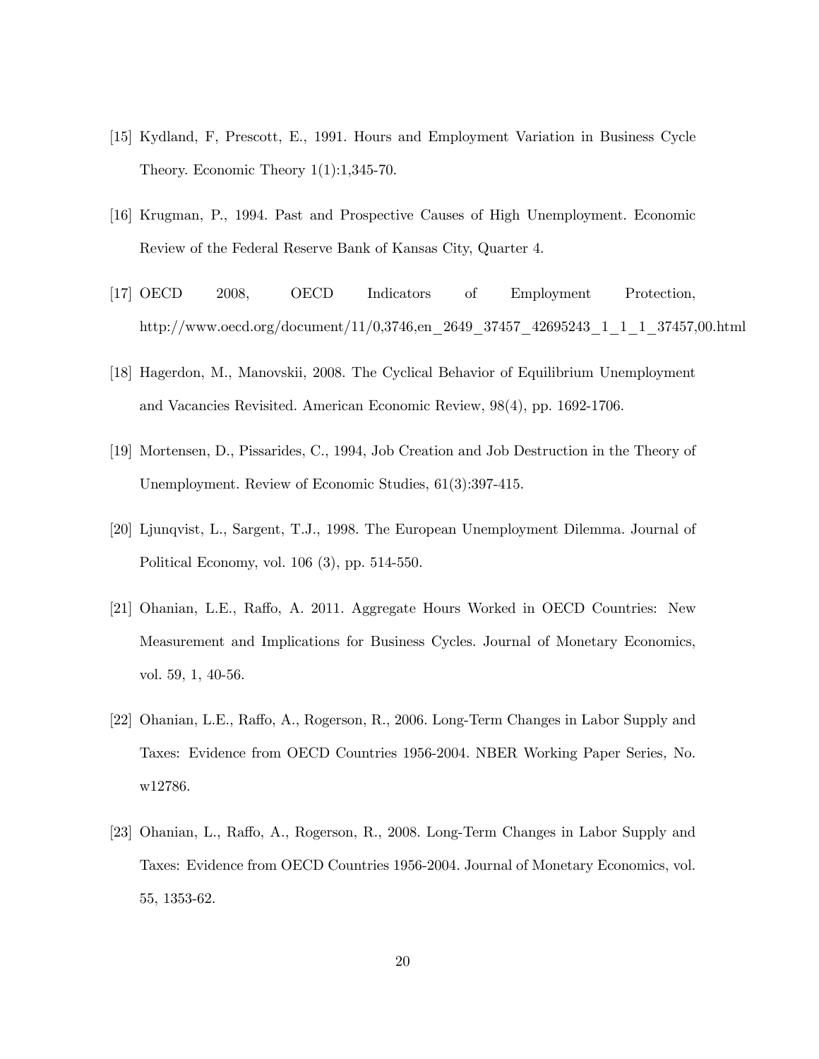[15] Kydland, F, Prescott, E., 1991. Hours and Employment Variation in Business Cycle Theory. Economic Theory 1(1):1,345-70.

[16] Krugman, P., 1994. Past and Prospective Causes of High Unemployment. Economic Review of the Federal Reserve Bank of Kansas City, Quarter 4.

[17] OECD 2008, OECD Indicators of Employment Protection, http://www.oecd.org/document/11/0,3746,en_2649_37457_42695243_1_1_1_37457,00.html

[18] Hagerdon, M., Manovskii, 2008. The Cyclical Behavior of Equilibrium Unemployment and Vacancies Revisited. American Economic Review, 98(4), pp. 1692-1706.

[19] Mortensen, D., Pissarides, C., 1994, Job Creation and Job Destruction in the Theory of Unemployment. Review of Economic Studies, 61(3):397-415.

[20] Ljunqvist, L., Sargent, T.J., 1998. The European Unemployment Dilemma. Journal of Political Economy, vol. 106 (3), pp. 514-550.

[21] Ohanian, L.E., Raffo, A. 2011. Aggregate Hours Worked in OECD Countries: New Measurement and Implications for Business Cycles. Journal of Monetary Economics, vol. 59, 1, 40-56.

[22] Ohanian, L.E., Raffo, A., Rogerson, R., 2006. Long-Term Changes in Labor Supply and Taxes: Evidence from OECD Countries 1956-2004. NBER Working Paper Series, No. w12786.

[23] Ohanian, L., Raffo, A., Rogerson, R., 2008. Long-Term Changes in Labor Supply and Taxes: Evidence from OECD Countries 1956-2004. Journal of Monetary Economics, vol. 55, 1353-62.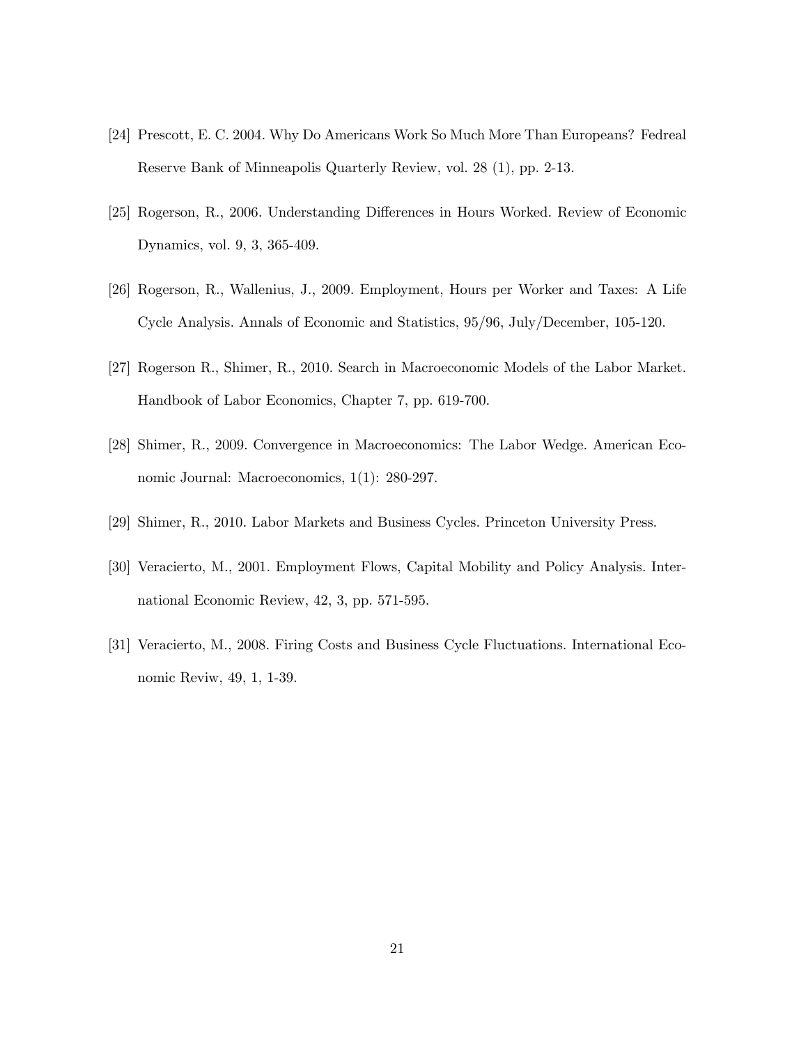[24] Prescott, E. C. 2004. Why Do Americans Work So Much More Than Europeans? Fedreal Reserve Bank of Minneapolis Quarterly Review, vol. 28 (1), pp. 2-13.

[25] Rogerson, R., 2006. Understanding Differences in Hours Worked. Review of Economic Dynamics, vol. 9, 3, 365-409.

[26] Rogerson, R., Wallenius, J., 2009. Employment, Hours per Worker and Taxes: A Life Cycle Analysis. Annals of Economic and Statistics, 95/96, July/December, 105-120.

[27] Rogerson R., Shimer, R., 2010. Search in Macroeconomic Models of the Labor Market. Handbook of Labor Economics, Chapter 7, pp. 619-700.

[28] Shimer, R., 2009. Convergence in Macroeconomics: The Labor Wedge. American Economic Journal: Macroeconomics, 1(1): 280-297.

[29] Shimer, R., 2010. Labor Markets and Business Cycles. Princeton University Press.

[30] Veracierto, M., 2001. Employment Flows, Capital Mobility and Policy Analysis. International Economic Review, 42, 3, pp. 571-595.

[31] Veracierto, M., 2008. Firing Costs and Business Cycle Fluctuations. International Economic Reviw, 49, 1, 1-39.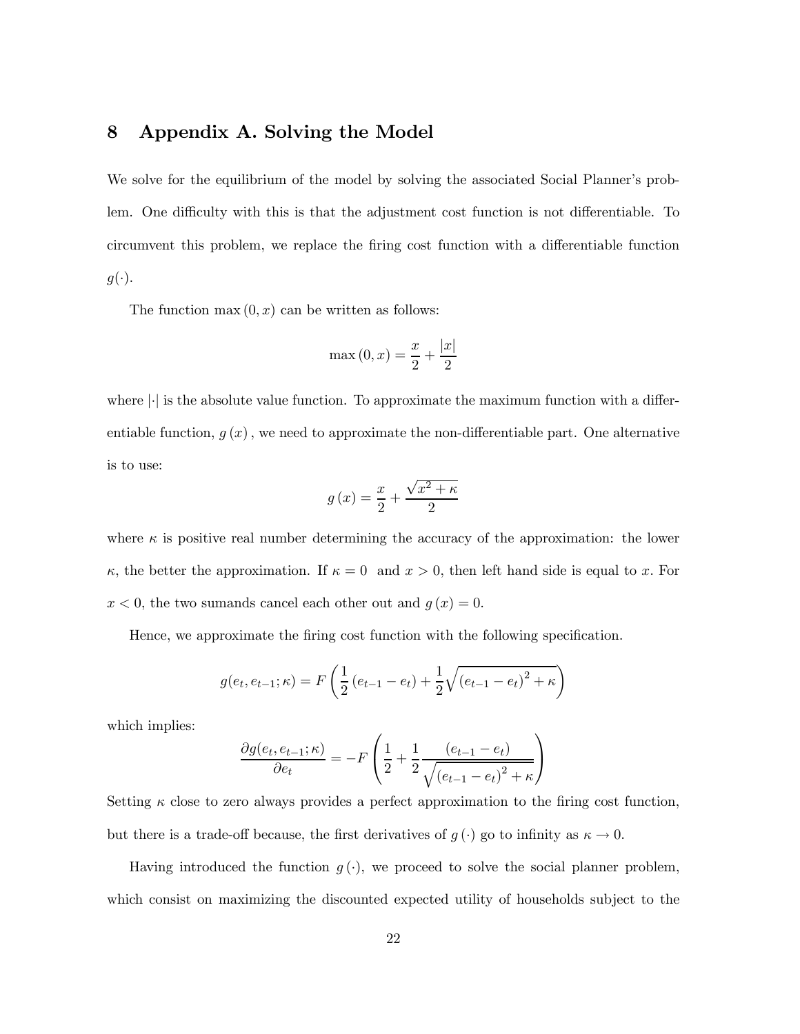# 8 Appendix A. Solving the Model

We solve for the equilibrium of the model by solving the associated Social Planner's problem. One difficulty with this is that the adjustment cost function is not differentiable. To circumvent this problem, we replace the firing cost function with a differentiable function $g(\cdot)$.

The function $\max(0, x)$ can be written as follows:

$$\max(0, x) = \frac{x}{2} + \frac{|x|}{2}$$

where $|\cdot|$ is the absolute value function. To approximate the maximum function with a differentiable function, $g(x)$, we need to approximate the non-differentiable part. One alternative is to use:

$$g(x) = \frac{x}{2} + \frac{\sqrt{x^2 + \kappa}}{2}$$

where $\kappa$ is positive real number determining the accuracy of the approximation: the lower $\kappa$, the better the approximation. If $\kappa = 0$ and $x > 0$, then left hand side is equal to $x$. For $x < 0$, the two sumands cancel each other out and $g(x) = 0$.

Hence, we approximate the firing cost function with the following specification.

$$g(e_t, e_{t-1}; \kappa) = F\left(\frac{1}{2}(e_{t-1} - e_t) + \frac{1}{2}\sqrt{(e_{t-1} - e_t)^2 + \kappa}\right)$$

which implies:

$$\frac{\partial g(e_t, e_{t-1}; \kappa)}{\partial e_t} = -F\left(\frac{1}{2} + \frac{1}{2}\frac{(e_{t-1} - e_t)}{\sqrt{(e_{t-1} - e_t)^2 + \kappa}}\right)$$

Setting $\kappa$ close to zero always provides a perfect approximation to the firing cost function, but there is a trade-off because, the first derivatives of $g(\cdot)$ go to infinity as $\kappa \to 0$.

Having introduced the function $g(\cdot)$, we proceed to solve the social planner problem, which consist on maximizing the discounted expected utility of households subject to the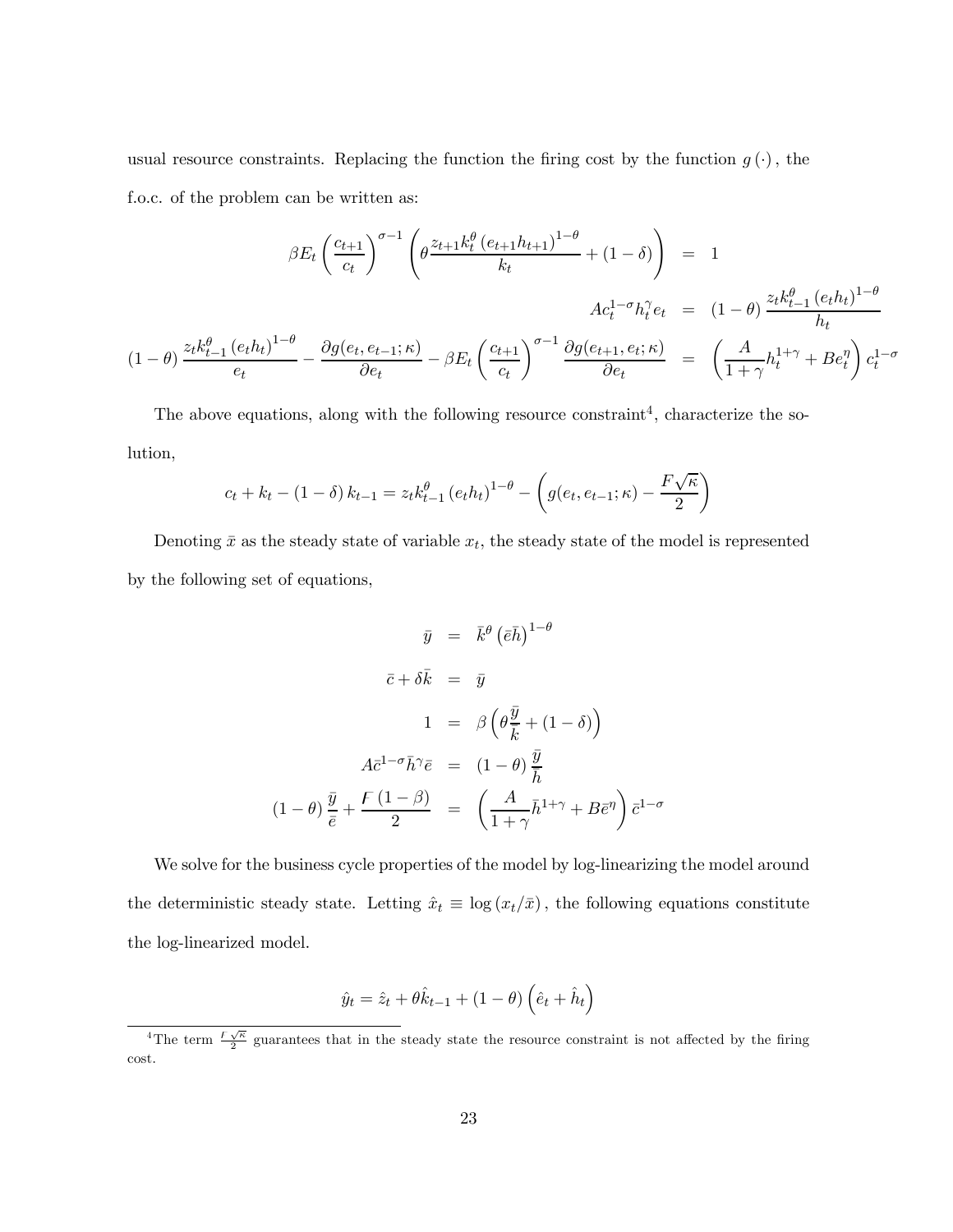usual resource constraints. Replacing the function the firing cost by the function $g(\cdot)$, the f.o.c. of the problem can be written as:

$$
\begin{aligned}
\beta E_t \left(\frac{c_{t+1}}{c_t}\right)^{\sigma-1}\left(\theta \frac{z_{t+1}k_t^{\theta}\left(e_{t+1}h_{t+1}\right)^{1-\theta}}{k_t} + (1-\delta)\right) &= 1 \\
A c_t^{1-\sigma} h_t^{\gamma} e_t &= (1-\theta)\frac{z_t k_{t-1}^{\theta}\left(e_t h_t\right)^{1-\theta}}{h_t} \\
(1-\theta)\frac{z_t k_{t-1}^{\theta}\left(e_t h_t\right)^{1-\theta}}{e_t} - \frac{\partial g(e_t, e_{t-1};\kappa)}{\partial e_t} - \beta E_t \left(\frac{c_{t+1}}{c_t}\right)^{\sigma-1}\frac{\partial g(e_{t+1}, e_t;\kappa)}{\partial e_t} &= \left(\frac{A}{1+\gamma}h_t^{1+\gamma} + B e_t^{\eta}\right) c_t^{1-\sigma}
\end{aligned}
$$

The above equations, along with the following resource constraint[4], characterize the solution,

$$
c_t + k_t - (1-\delta)k_{t-1} = z_t k_{t-1}^{\theta}\left(e_t h_t\right)^{1-\theta} - \left(g(e_t, e_{t-1};\kappa) - \frac{F\sqrt{\kappa}}{2}\right)
$$

Denoting $\bar{x}$ as the steady state of variable $x_t$, the steady state of the model is represented by the following set of equations,

$$
\begin{aligned}
\bar{y} &= \bar{k}^{\theta}\left(\bar{e}\bar{h}\right)^{1-\theta} \\
\bar{c} + \delta\bar{k} &= \bar{y} \\
1 &= \beta\left(\theta\frac{\bar{y}}{\bar{k}} + (1-\delta)\right) \\
A\bar{c}^{1-\sigma}\bar{h}^{\gamma}\bar{e} &= (1-\theta)\frac{\bar{y}}{\bar{h}} \\
(1-\theta)\frac{\bar{y}}{\bar{e}} + \frac{F(1-\beta)}{2} &= \left(\frac{A}{1+\gamma}\bar{h}^{1+\gamma} + B\bar{e}^{\eta}\right)\bar{c}^{1-\sigma}
\end{aligned}
$$

We solve for the business cycle properties of the model by log-linearizing the model around the deterministic steady state. Letting $\hat{x}_t \equiv \log(x_t/\bar{x})$, the following equations constitute the log-linearized model.

$$
\hat{y}_t = \hat{z}_t + \theta\hat{k}_{t-1} + (1-\theta)\left(\hat{e}_t + \hat{h}_t\right)
$$

[4] The term $\frac{F\sqrt{\kappa}}{2}$ guarantees that in the steady state the resource constraint is not affected by the firing cost.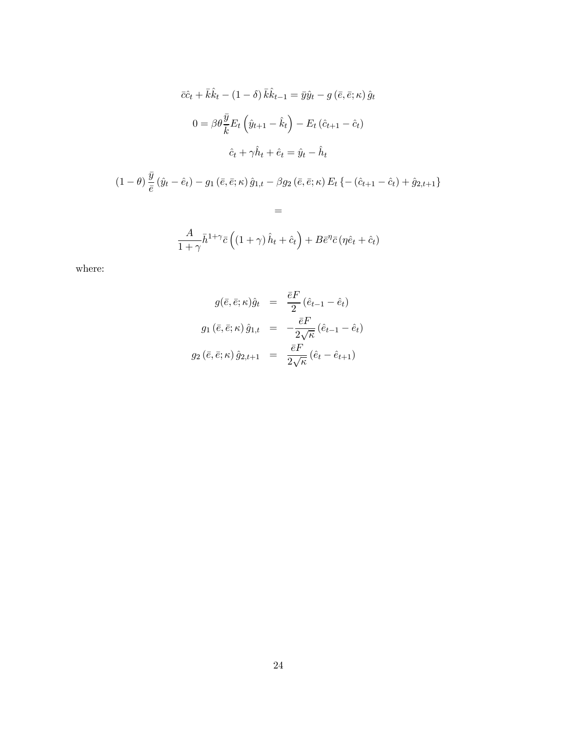$$\bar{c}\hat{c}_t + \bar{k}\hat{k}_t - (1-\delta)\,\bar{k}\hat{k}_{t-1} = \bar{y}\hat{y}_t - g\left(\bar{e},\bar{e};\kappa\right)\hat{g}_t$$

$$0 = \beta\theta\frac{\bar{y}}{\bar{k}}E_t\left(\hat{y}_{t+1} - \hat{k}_t\right) - E_t\left(\hat{c}_{t+1} - \hat{c}_t\right)$$

$$\hat{c}_t + \gamma\hat{h}_t + \hat{e}_t = \hat{y}_t - \hat{h}_t$$

$$(1-\theta)\,\frac{\bar{y}}{\bar{e}}\left(\hat{y}_t - \hat{e}_t\right) - g_1\left(\bar{e},\bar{e};\kappa\right)\hat{g}_{1,t} - \beta g_2\left(\bar{e},\bar{e};\kappa\right)E_t\left\{-\left(\hat{c}_{t+1} - \hat{c}_t\right) + \hat{g}_{2,t+1}\right\}$$

$$=$$

$$\frac{A}{1+\gamma}\bar{h}^{1+\gamma}\bar{c}\left((1+\gamma)\,\hat{h}_t + \hat{c}_t\right) + B\bar{e}^{\eta}\bar{c}\left(\eta\hat{e}_t + \hat{c}_t\right)$$

where:

$$\begin{aligned}
g(\bar{e},\bar{e};\kappa)\hat{g}_t &= \frac{\bar{e}F}{2}\left(\hat{e}_{t-1} - \hat{e}_t\right) \\
g_1\left(\bar{e},\bar{e};\kappa\right)\hat{g}_{1,t} &= -\frac{\bar{e}F}{2\sqrt{\kappa}}\left(\hat{e}_{t-1} - \hat{e}_t\right) \\
g_2\left(\bar{e},\bar{e};\kappa\right)\hat{g}_{2,t+1} &= \frac{\bar{e}F}{2\sqrt{\kappa}}\left(\hat{e}_t - \hat{e}_{t+1}\right)
\end{aligned}$$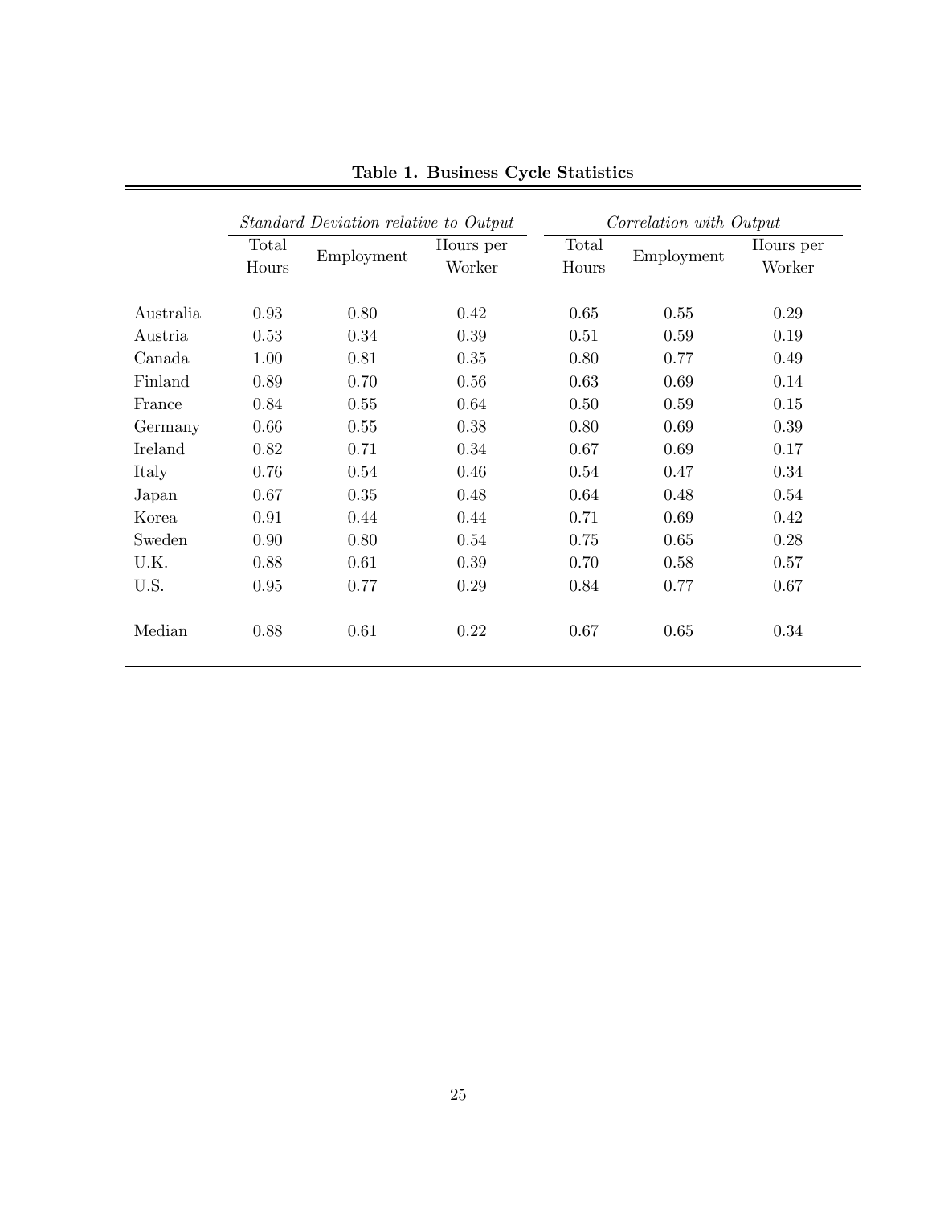**Table 1. Business Cycle Statistics**

| | *Standard Deviation relative to Output* | | | *Correlation with Output* | | |
|---|---|---|---|---|---|---|
| | Total Hours | Employment | Hours per Worker | Total Hours | Employment | Hours per Worker |
| Australia | 0.93 | 0.80 | 0.42 | 0.65 | 0.55 | 0.29 |
| Austria | 0.53 | 0.34 | 0.39 | 0.51 | 0.59 | 0.19 |
| Canada | 1.00 | 0.81 | 0.35 | 0.80 | 0.77 | 0.49 |
| Finland | 0.89 | 0.70 | 0.56 | 0.63 | 0.69 | 0.14 |
| France | 0.84 | 0.55 | 0.64 | 0.50 | 0.59 | 0.15 |
| Germany | 0.66 | 0.55 | 0.38 | 0.80 | 0.69 | 0.39 |
| Ireland | 0.82 | 0.71 | 0.34 | 0.67 | 0.69 | 0.17 |
| Italy | 0.76 | 0.54 | 0.46 | 0.54 | 0.47 | 0.34 |
| Japan | 0.67 | 0.35 | 0.48 | 0.64 | 0.48 | 0.54 |
| Korea | 0.91 | 0.44 | 0.44 | 0.71 | 0.69 | 0.42 |
| Sweden | 0.90 | 0.80 | 0.54 | 0.75 | 0.65 | 0.28 |
| U.K. | 0.88 | 0.61 | 0.39 | 0.70 | 0.58 | 0.57 |
| U.S. | 0.95 | 0.77 | 0.29 | 0.84 | 0.77 | 0.67 |
| Median | 0.88 | 0.61 | 0.22 | 0.67 | 0.65 | 0.34 |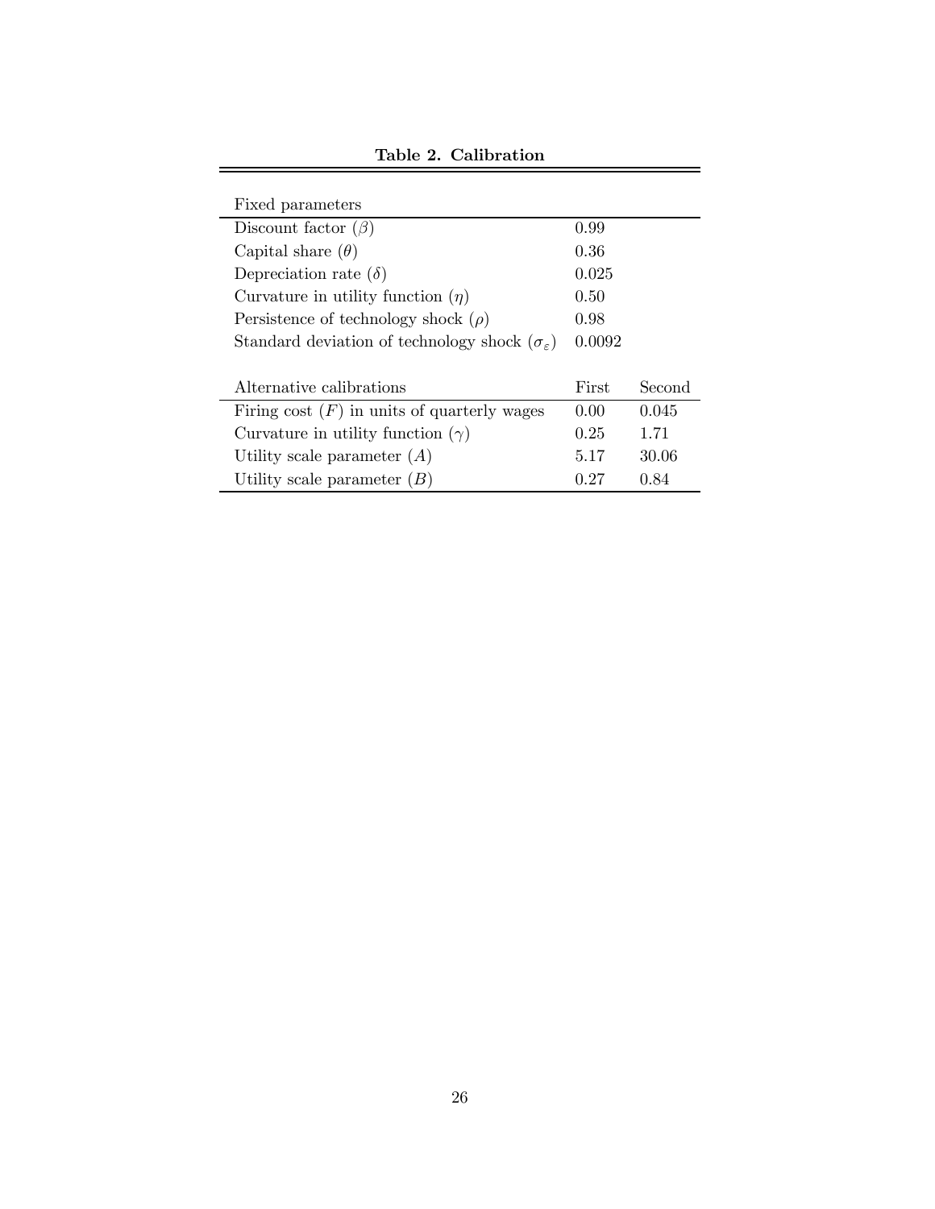**Table 2. Calibration**

| Fixed parameters | | |
|---|---|---|
| Discount factor ($\beta$) | 0.99 | |
| Capital share ($\theta$) | 0.36 | |
| Depreciation rate ($\delta$) | 0.025 | |
| Curvature in utility function ($\eta$) | 0.50 | |
| Persistence of technology shock ($\rho$) | 0.98 | |
| Standard deviation of technology shock ($\sigma_\varepsilon$) | 0.0092 | |
| | | |
| **Alternative calibrations** | **First** | **Second** |
| Firing cost ($F$) in units of quarterly wages | 0.00 | 0.045 |
| Curvature in utility function ($\gamma$) | 0.25 | 1.71 |
| Utility scale parameter ($A$) | 5.17 | 30.06 |
| Utility scale parameter ($B$) | 0.27 | 0.84 |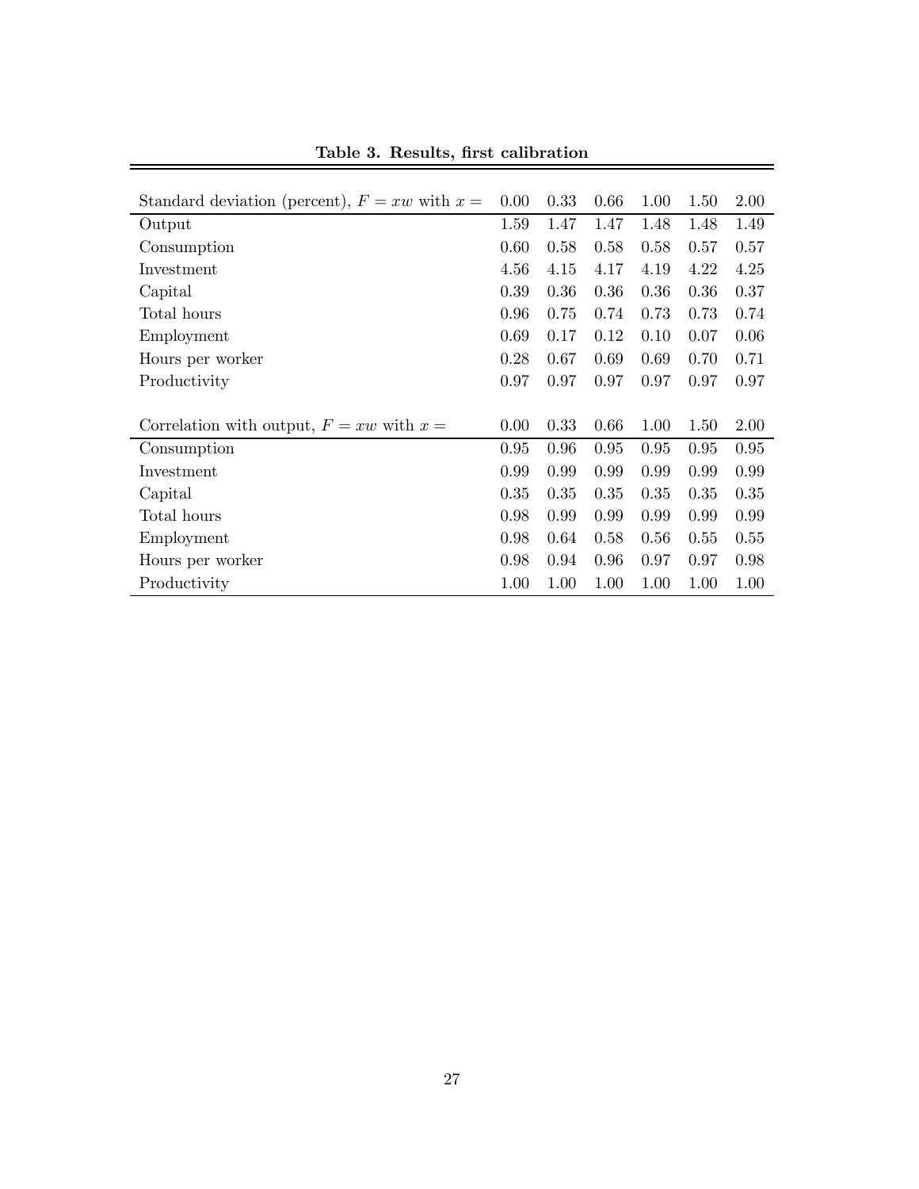**Table 3. Results, first calibration**

| Standard deviation (percent), $F = xw$ with $x =$ | 0.00 | 0.33 | 0.66 | 1.00 | 1.50 | 2.00 |
|---|---|---|---|---|---|---|
| Output | 1.59 | 1.47 | 1.47 | 1.48 | 1.48 | 1.49 |
| Consumption | 0.60 | 0.58 | 0.58 | 0.58 | 0.57 | 0.57 |
| Investment | 4.56 | 4.15 | 4.17 | 4.19 | 4.22 | 4.25 |
| Capital | 0.39 | 0.36 | 0.36 | 0.36 | 0.36 | 0.37 |
| Total hours | 0.96 | 0.75 | 0.74 | 0.73 | 0.73 | 0.74 |
| Employment | 0.69 | 0.17 | 0.12 | 0.10 | 0.07 | 0.06 |
| Hours per worker | 0.28 | 0.67 | 0.69 | 0.69 | 0.70 | 0.71 |
| Productivity | 0.97 | 0.97 | 0.97 | 0.97 | 0.97 | 0.97 |

| Correlation with output, $F = xw$ with $x =$ | 0.00 | 0.33 | 0.66 | 1.00 | 1.50 | 2.00 |
|---|---|---|---|---|---|---|
| Consumption | 0.95 | 0.96 | 0.95 | 0.95 | 0.95 | 0.95 |
| Investment | 0.99 | 0.99 | 0.99 | 0.99 | 0.99 | 0.99 |
| Capital | 0.35 | 0.35 | 0.35 | 0.35 | 0.35 | 0.35 |
| Total hours | 0.98 | 0.99 | 0.99 | 0.99 | 0.99 | 0.99 |
| Employment | 0.98 | 0.64 | 0.58 | 0.56 | 0.55 | 0.55 |
| Hours per worker | 0.98 | 0.94 | 0.96 | 0.97 | 0.97 | 0.98 |
| Productivity | 1.00 | 1.00 | 1.00 | 1.00 | 1.00 | 1.00 |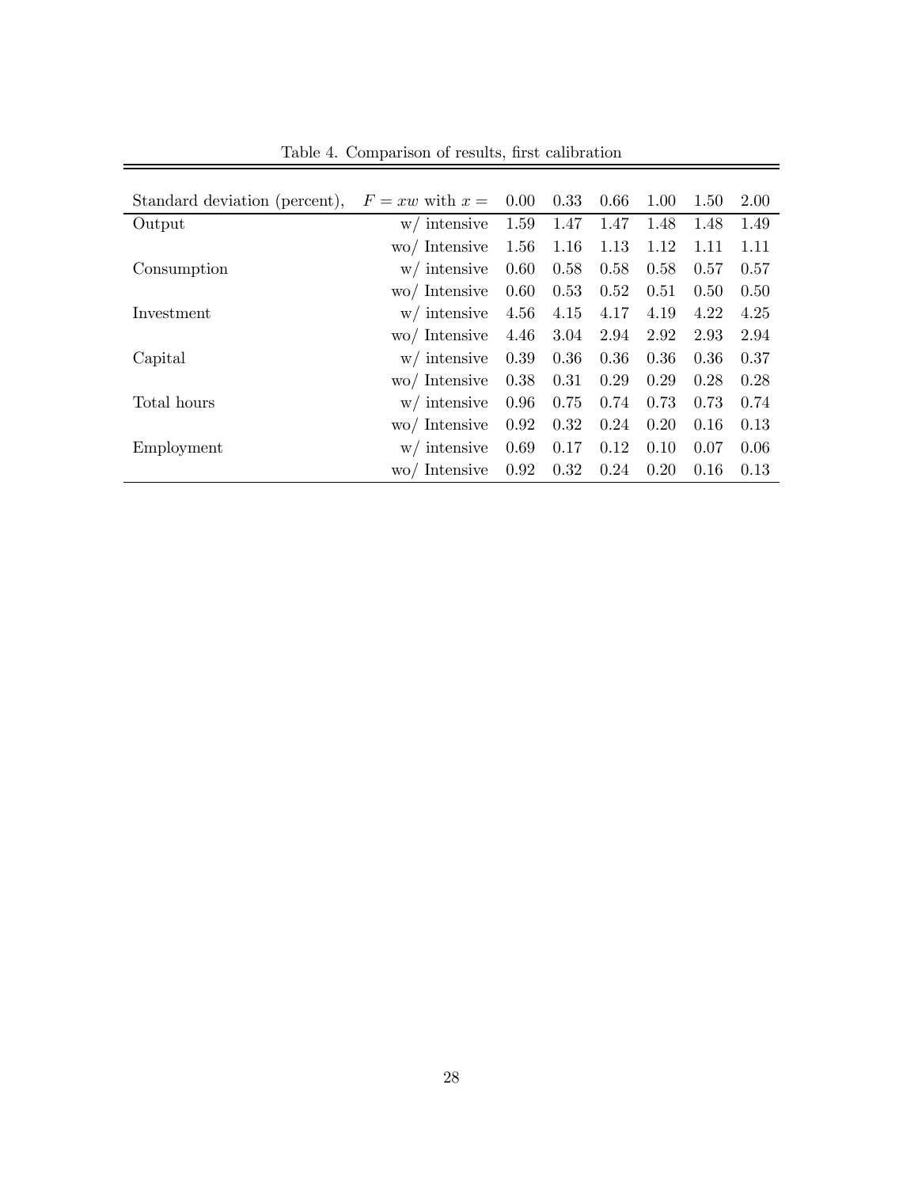Table 4. Comparison of results, first calibration

| Standard deviation (percent), | $F = xw$ with $x =$ | 0.00 | 0.33 | 0.66 | 1.00 | 1.50 | 2.00 |
|---|---|---|---|---|---|---|---|
| Output | w/ intensive | 1.59 | 1.47 | 1.47 | 1.48 | 1.48 | 1.49 |
| | wo/ Intensive | 1.56 | 1.16 | 1.13 | 1.12 | 1.11 | 1.11 |
| Consumption | w/ intensive | 0.60 | 0.58 | 0.58 | 0.58 | 0.57 | 0.57 |
| | wo/ Intensive | 0.60 | 0.53 | 0.52 | 0.51 | 0.50 | 0.50 |
| Investment | w/ intensive | 4.56 | 4.15 | 4.17 | 4.19 | 4.22 | 4.25 |
| | wo/ Intensive | 4.46 | 3.04 | 2.94 | 2.92 | 2.93 | 2.94 |
| Capital | w/ intensive | 0.39 | 0.36 | 0.36 | 0.36 | 0.36 | 0.37 |
| | wo/ Intensive | 0.38 | 0.31 | 0.29 | 0.29 | 0.28 | 0.28 |
| Total hours | w/ intensive | 0.96 | 0.75 | 0.74 | 0.73 | 0.73 | 0.74 |
| | wo/ Intensive | 0.92 | 0.32 | 0.24 | 0.20 | 0.16 | 0.13 |
| Employment | w/ intensive | 0.69 | 0.17 | 0.12 | 0.10 | 0.07 | 0.06 |
| | wo/ Intensive | 0.92 | 0.32 | 0.24 | 0.20 | 0.16 | 0.13 |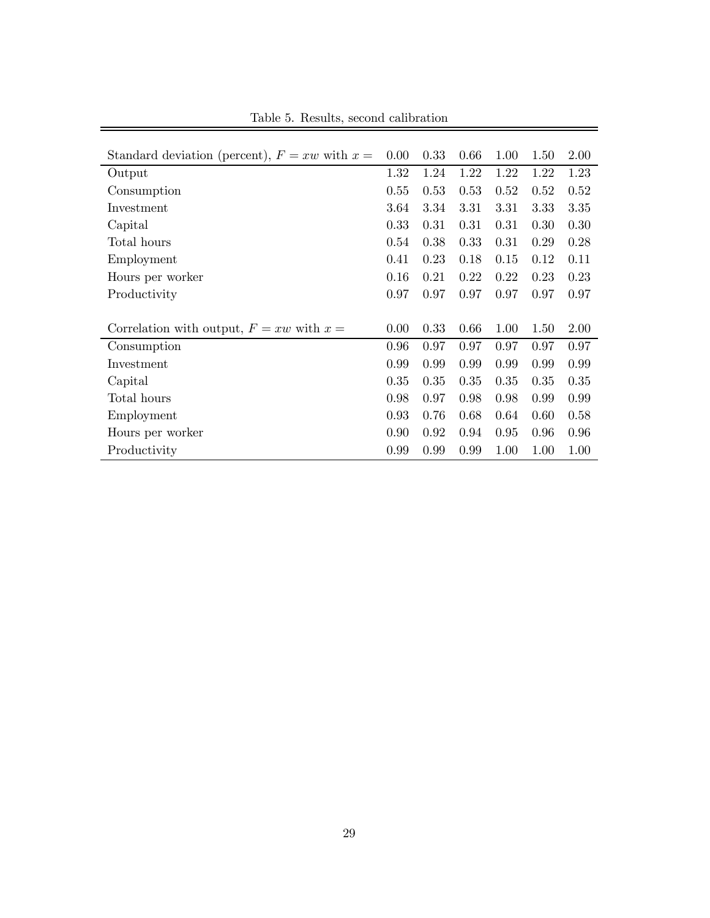Table 5. Results, second calibration

| Standard deviation (percent), $F = xw$ with $x =$ | 0.00 | 0.33 | 0.66 | 1.00 | 1.50 | 2.00 |
|---|---|---|---|---|---|---|
| Output | 1.32 | 1.24 | 1.22 | 1.22 | 1.22 | 1.23 |
| Consumption | 0.55 | 0.53 | 0.53 | 0.52 | 0.52 | 0.52 |
| Investment | 3.64 | 3.34 | 3.31 | 3.31 | 3.33 | 3.35 |
| Capital | 0.33 | 0.31 | 0.31 | 0.31 | 0.30 | 0.30 |
| Total hours | 0.54 | 0.38 | 0.33 | 0.31 | 0.29 | 0.28 |
| Employment | 0.41 | 0.23 | 0.18 | 0.15 | 0.12 | 0.11 |
| Hours per worker | 0.16 | 0.21 | 0.22 | 0.22 | 0.23 | 0.23 |
| Productivity | 0.97 | 0.97 | 0.97 | 0.97 | 0.97 | 0.97 |

| Correlation with output, $F = xw$ with $x =$ | 0.00 | 0.33 | 0.66 | 1.00 | 1.50 | 2.00 |
|---|---|---|---|---|---|---|
| Consumption | 0.96 | 0.97 | 0.97 | 0.97 | 0.97 | 0.97 |
| Investment | 0.99 | 0.99 | 0.99 | 0.99 | 0.99 | 0.99 |
| Capital | 0.35 | 0.35 | 0.35 | 0.35 | 0.35 | 0.35 |
| Total hours | 0.98 | 0.97 | 0.98 | 0.98 | 0.99 | 0.99 |
| Employment | 0.93 | 0.76 | 0.68 | 0.64 | 0.60 | 0.58 |
| Hours per worker | 0.90 | 0.92 | 0.94 | 0.95 | 0.96 | 0.96 |
| Productivity | 0.99 | 0.99 | 0.99 | 1.00 | 1.00 | 1.00 |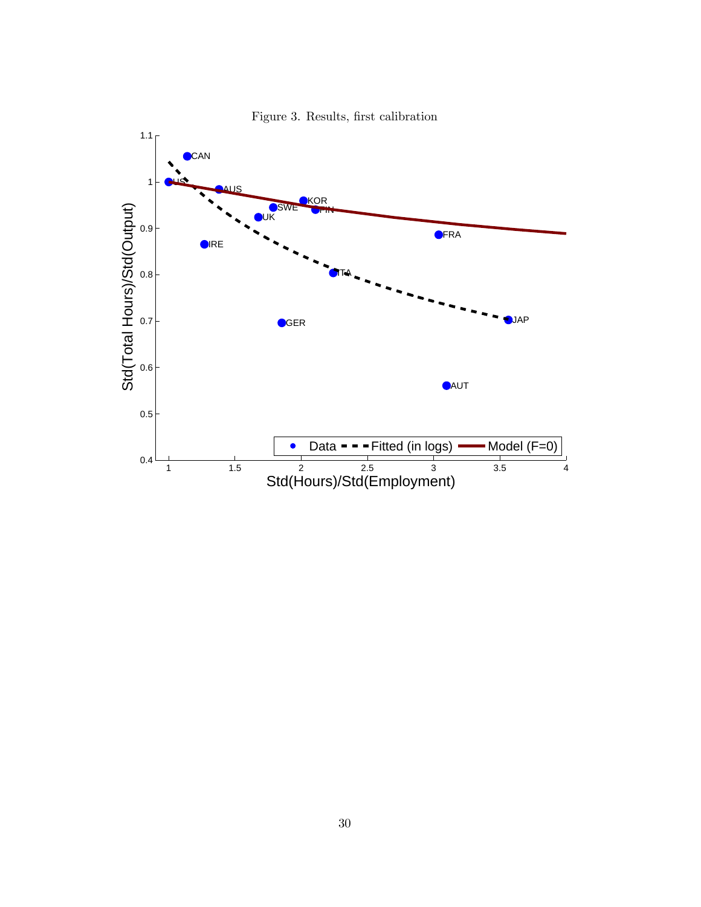Figure 3. Results, first calibration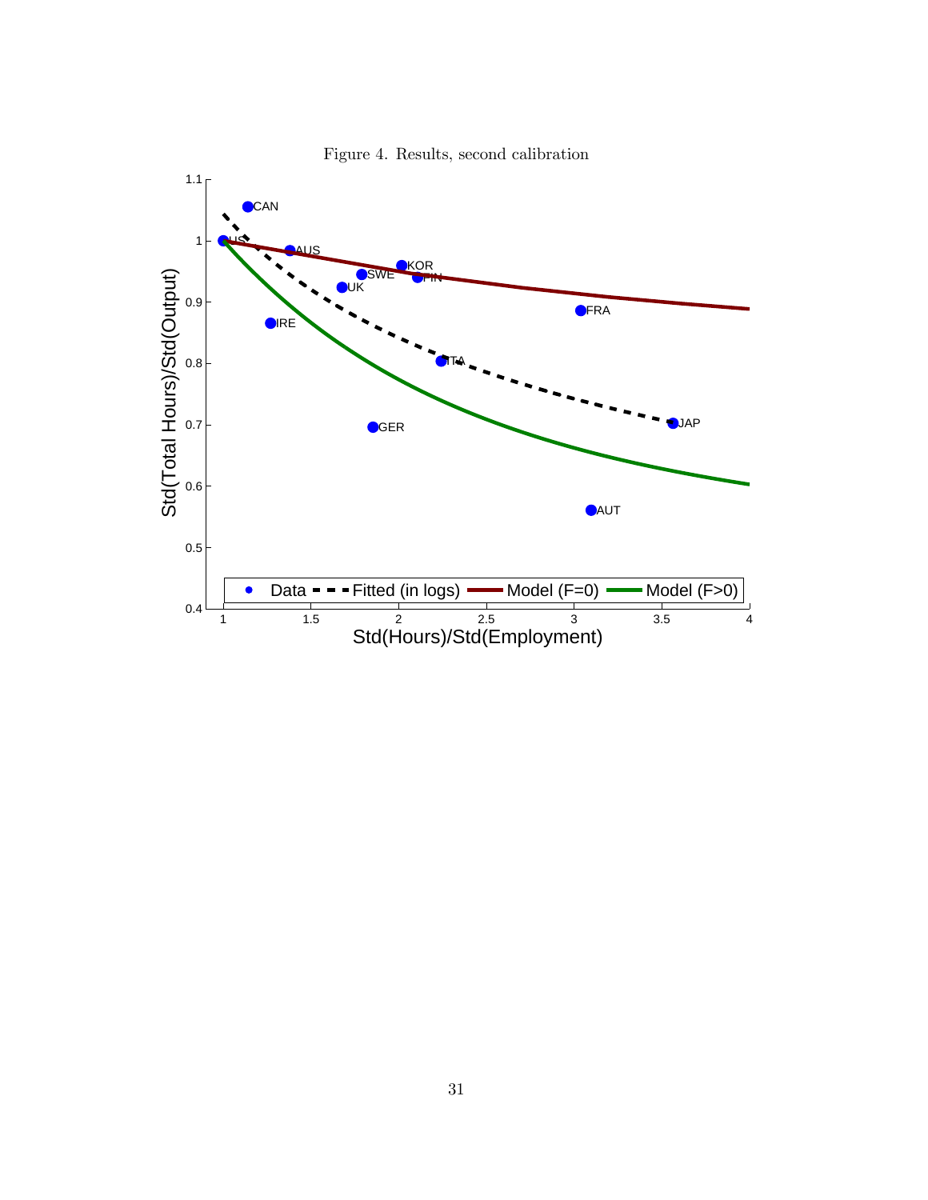Figure 4. Results, second calibration

Std(Total Hours)/Std(Output)

Std(Hours)/Std(Employment)

1.1
1
0.9
0.8
0.7
0.6
0.5
0.4

1
1.5
2
2.5
3
3.5
4

CAN
US
AUS
KOR
SWE
FIN
UK
FRA
IRE
ITA
JAP
GER
AUT

Data
Fitted (in logs)
Model (F=0)
Model (F>0)